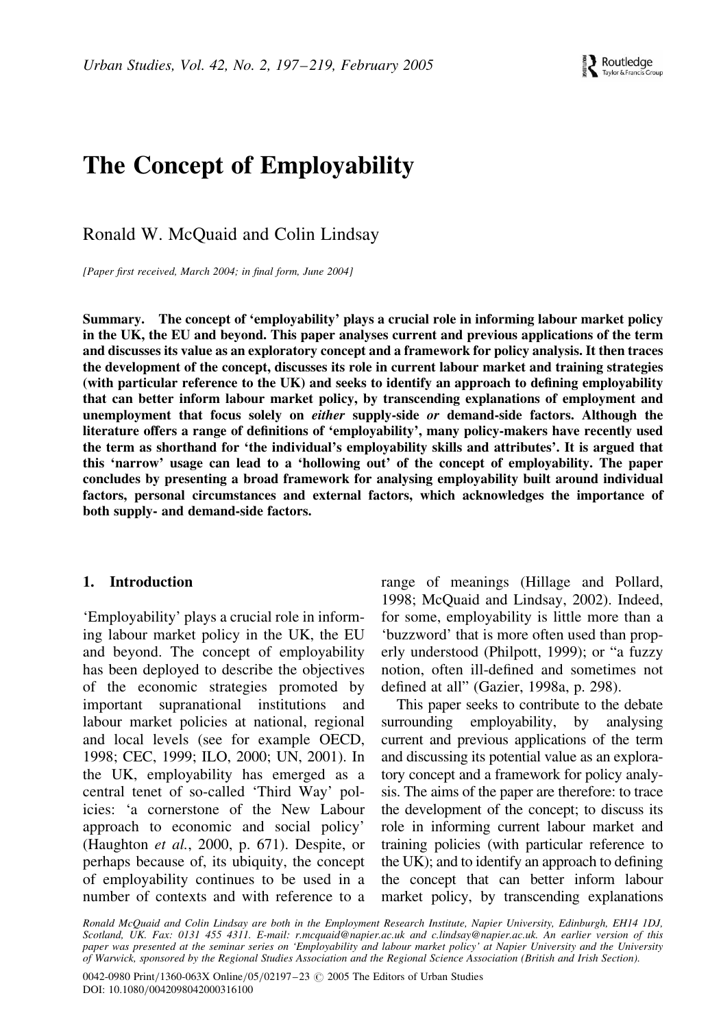# The Concept of Employability

Ronald W. McQuaid and Colin Lindsay

*[Paper first received, March 2004; in final form, June 2004]*

**Summary. The concept of 'employability' plays a crucial role in informing labour market policy in the UK, the EU and beyond. This paper analyses current and previous applications of the term and discusses its value as an exploratory concept and a framework for policy analysis. It then traces the development of the concept, discusses its role in current labour market and training strategies (with particular reference to the UK) and seeks to identify an approach to defining employability that can better inform labour market policy, by transcending explanations of employment and unemployment that focus solely on *either* supply-side *or* demand-side factors. Although the literature offers a range of definitions of 'employability', many policy-makers have recently used the term as shorthand for 'the individual's employability skills and attributes'. It is argued that this 'narrow' usage can lead to a 'hollowing out' of the concept of employability. The paper concludes by presenting a broad framework for analysing employability built around individual factors, personal circumstances and external factors, which acknowledges the importance of both supply- and demand-side factors.**

## 1. Introduction

'Employability' plays a crucial role in informing labour market policy in the UK, the EU and beyond. The concept of employability has been deployed to describe the objectives of the economic strategies promoted by important supranational institutions and labour market policies at national, regional and local levels (see for example OECD, 1998; CEC, 1999; ILO, 2000; UN, 2001). In the UK, employability has emerged as a central tenet of so-called 'Third Way' policies: 'a cornerstone of the New Labour approach to economic and social policy' (Haughton *et al.*, 2000, p. 671). Despite, or perhaps because of, its ubiquity, the concept of employability continues to be used in a number of contexts and with reference to a range of meanings (Hillage and Pollard, 1998; McQuaid and Lindsay, 2002). Indeed, for some, employability is little more than a 'buzzword' that is more often used than properly understood (Philpott, 1999); or "a fuzzy notion, often ill-defined and sometimes not defined at all" (Gazier, 1998a, p. 298).

This paper seeks to contribute to the debate surrounding employability, by analysing current and previous applications of the term and discussing its potential value as an exploratory concept and a framework for policy analysis. The aims of the paper are therefore: to trace the development of the concept; to discuss its role in informing current labour market and training policies (with particular reference to the UK); and to identify an approach to defining the concept that can better inform labour market policy, by transcending explanations

*Ronald McQuaid and Colin Lindsay are both in the Employment Research Institute, Napier University, Edinburgh, EH14 1DJ, Scotland, UK. Fax: 0131 455 4311. E-mail: r.mcquaid@napier.ac.uk and c.lindsay@napier.ac.uk. An earlier version of this paper was presented at the seminar series on 'Employability and labour market policy' at Napier University and the University of Warwick, sponsored by the Regional Studies Association and the Regional Science Association (British and Irish Section).*

0042-0980 Print/1360-063X Online/05/02197–23 © 2005 The Editors of Urban Studies
DOI: 10.1080/0042098042000316100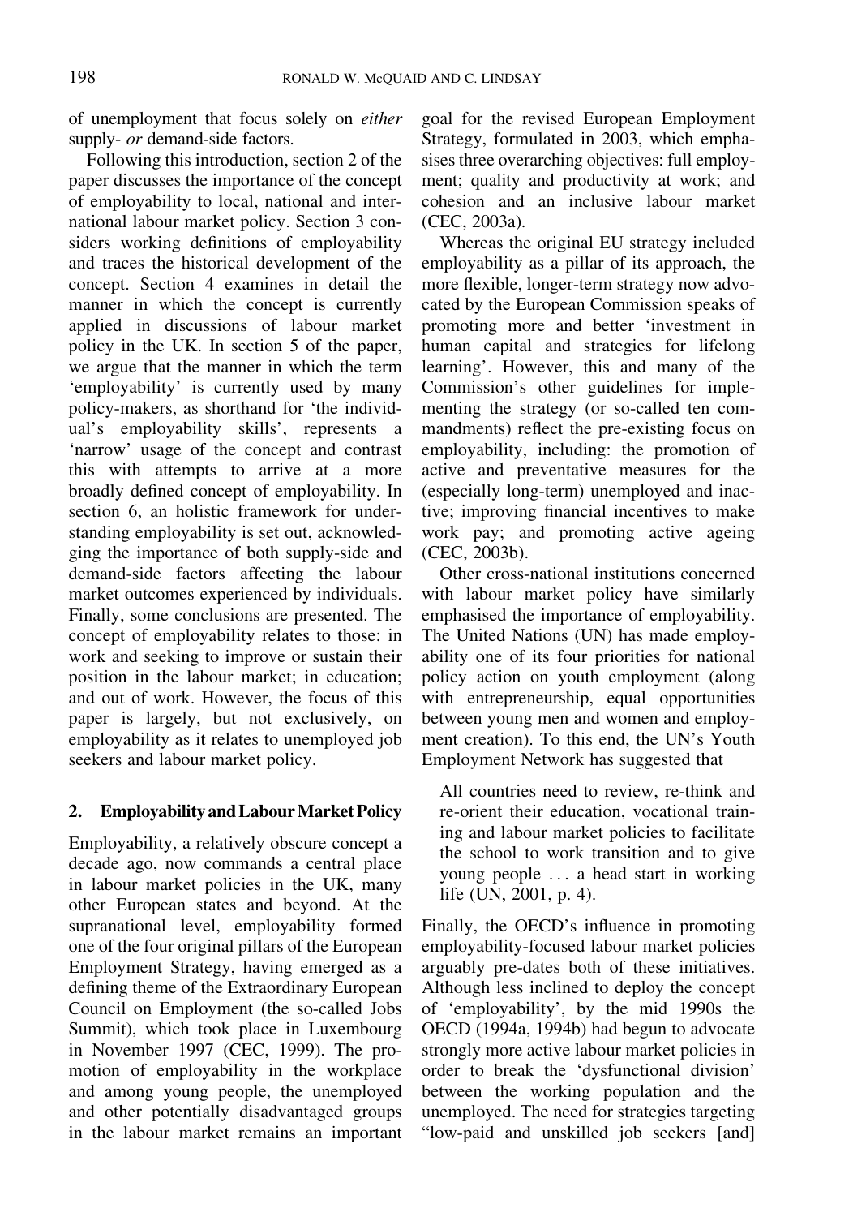of unemployment that focus solely on *either* supply- *or* demand-side factors.

Following this introduction, section 2 of the paper discusses the importance of the concept of employability to local, national and international labour market policy. Section 3 considers working definitions of employability and traces the historical development of the concept. Section 4 examines in detail the manner in which the concept is currently applied in discussions of labour market policy in the UK. In section 5 of the paper, we argue that the manner in which the term 'employability' is currently used by many policy-makers, as shorthand for 'the individual's employability skills', represents a 'narrow' usage of the concept and contrast this with attempts to arrive at a more broadly defined concept of employability. In section 6, an holistic framework for understanding employability is set out, acknowledging the importance of both supply-side and demand-side factors affecting the labour market outcomes experienced by individuals. Finally, some conclusions are presented. The concept of employability relates to those: in work and seeking to improve or sustain their position in the labour market; in education; and out of work. However, the focus of this paper is largely, but not exclusively, on employability as it relates to unemployed job seekers and labour market policy.

## 2. Employability and Labour Market Policy

Employability, a relatively obscure concept a decade ago, now commands a central place in labour market policies in the UK, many other European states and beyond. At the supranational level, employability formed one of the four original pillars of the European Employment Strategy, having emerged as a defining theme of the Extraordinary European Council on Employment (the so-called Jobs Summit), which took place in Luxembourg in November 1997 (CEC, 1999). The promotion of employability in the workplace and among young people, the unemployed and other potentially disadvantaged groups in the labour market remains an important goal for the revised European Employment Strategy, formulated in 2003, which emphasises three overarching objectives: full employment; quality and productivity at work; and cohesion and an inclusive labour market (CEC, 2003a).

Whereas the original EU strategy included employability as a pillar of its approach, the more flexible, longer-term strategy now advocated by the European Commission speaks of promoting more and better 'investment in human capital and strategies for lifelong learning'. However, this and many of the Commission's other guidelines for implementing the strategy (or so-called ten commandments) reflect the pre-existing focus on employability, including: the promotion of active and preventative measures for the (especially long-term) unemployed and inactive; improving financial incentives to make work pay; and promoting active ageing (CEC, 2003b).

Other cross-national institutions concerned with labour market policy have similarly emphasised the importance of employability. The United Nations (UN) has made employability one of its four priorities for national policy action on youth employment (along with entrepreneurship, equal opportunities between young men and women and employment creation). To this end, the UN's Youth Employment Network has suggested that

> All countries need to review, re-think and re-orient their education, vocational training and labour market policies to facilitate the school to work transition and to give young people ... a head start in working life (UN, 2001, p. 4).

Finally, the OECD's influence in promoting employability-focused labour market policies arguably pre-dates both of these initiatives. Although less inclined to deploy the concept of 'employability', by the mid 1990s the OECD (1994a, 1994b) had begun to advocate strongly more active labour market policies in order to break the 'dysfunctional division' between the working population and the unemployed. The need for strategies targeting "low-paid and unskilled job seekers [and]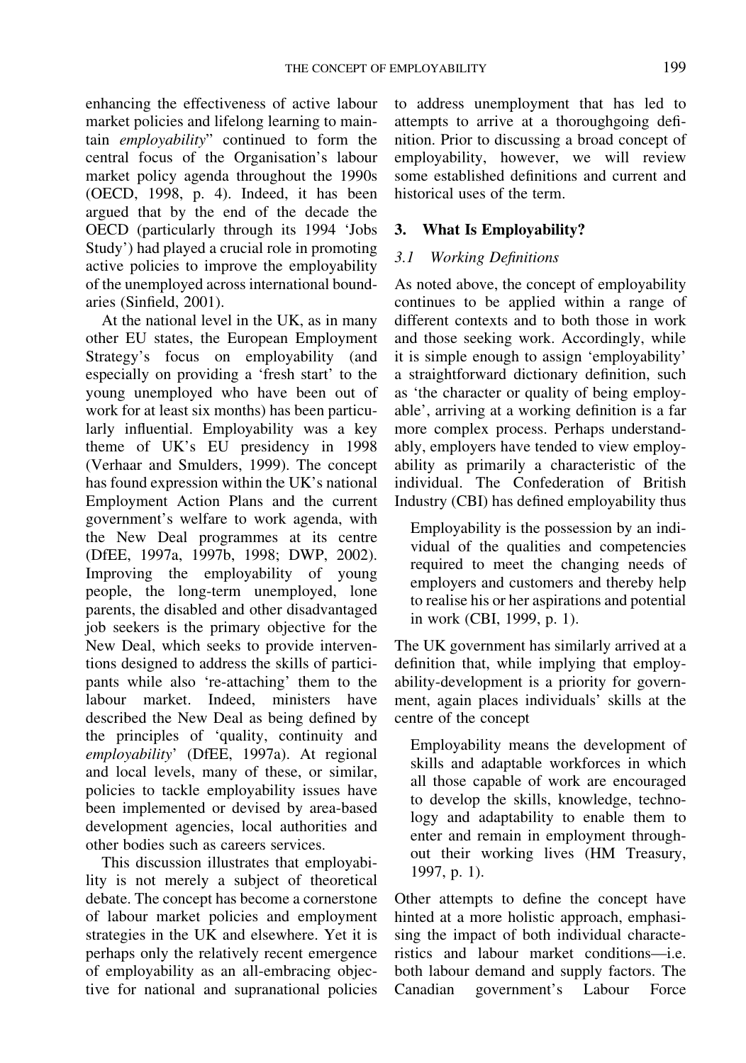enhancing the effectiveness of active labour market policies and lifelong learning to maintain *employability*" continued to form the central focus of the Organisation's labour market policy agenda throughout the 1990s (OECD, 1998, p. 4). Indeed, it has been argued that by the end of the decade the OECD (particularly through its 1994 'Jobs Study') had played a crucial role in promoting active policies to improve the employability of the unemployed across international boundaries (Sinfield, 2001).

At the national level in the UK, as in many other EU states, the European Employment Strategy's focus on employability (and especially on providing a 'fresh start' to the young unemployed who have been out of work for at least six months) has been particularly influential. Employability was a key theme of UK's EU presidency in 1998 (Verhaar and Smulders, 1999). The concept has found expression within the UK's national Employment Action Plans and the current government's welfare to work agenda, with the New Deal programmes at its centre (DfEE, 1997a, 1997b, 1998; DWP, 2002). Improving the employability of young people, the long-term unemployed, lone parents, the disabled and other disadvantaged job seekers is the primary objective for the New Deal, which seeks to provide interventions designed to address the skills of participants while also 're-attaching' them to the labour market. Indeed, ministers have described the New Deal as being defined by the principles of 'quality, continuity and *employability*' (DfEE, 1997a). At regional and local levels, many of these, or similar, policies to tackle employability issues have been implemented or devised by area-based development agencies, local authorities and other bodies such as careers services.

This discussion illustrates that employability is not merely a subject of theoretical debate. The concept has become a cornerstone of labour market policies and employment strategies in the UK and elsewhere. Yet it is perhaps only the relatively recent emergence of employability as an all-embracing objective for national and supranational policies to address unemployment that has led to attempts to arrive at a thoroughgoing definition. Prior to discussing a broad concept of employability, however, we will review some established definitions and current and historical uses of the term.

## 3. What Is Employability?

### *3.1 Working Definitions*

As noted above, the concept of employability continues to be applied within a range of different contexts and to both those in work and those seeking work. Accordingly, while it is simple enough to assign 'employability' a straightforward dictionary definition, such as 'the character or quality of being employable', arriving at a working definition is a far more complex process. Perhaps understandably, employers have tended to view employability as primarily a characteristic of the individual. The Confederation of British Industry (CBI) has defined employability thus

> Employability is the possession by an individual of the qualities and competencies required to meet the changing needs of employers and customers and thereby help to realise his or her aspirations and potential in work (CBI, 1999, p. 1).

The UK government has similarly arrived at a definition that, while implying that employability-development is a priority for government, again places individuals' skills at the centre of the concept

> Employability means the development of skills and adaptable workforces in which all those capable of work are encouraged to develop the skills, knowledge, technology and adaptability to enable them to enter and remain in employment throughout their working lives (HM Treasury, 1997, p. 1).

Other attempts to define the concept have hinted at a more holistic approach, emphasising the impact of both individual characteristics and labour market conditions—i.e. both labour demand and supply factors. The Canadian government's Labour Force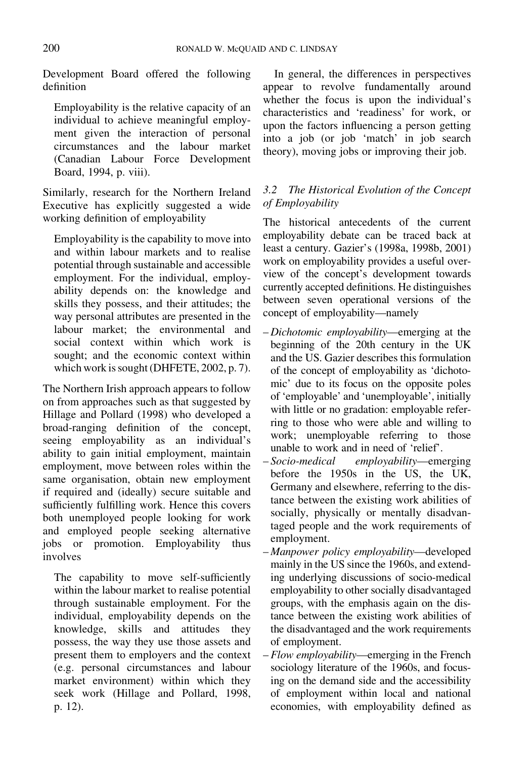Development Board offered the following definition

> Employability is the relative capacity of an individual to achieve meaningful employment given the interaction of personal circumstances and the labour market (Canadian Labour Force Development Board, 1994, p. viii).

Similarly, research for the Northern Ireland Executive has explicitly suggested a wide working definition of employability

> Employability is the capability to move into and within labour markets and to realise potential through sustainable and accessible employment. For the individual, employability depends on: the knowledge and skills they possess, and their attitudes; the way personal attributes are presented in the labour market; the environmental and social context within which work is sought; and the economic context within which work is sought (DHFETE, 2002, p. 7).

The Northern Irish approach appears to follow on from approaches such as that suggested by Hillage and Pollard (1998) who developed a broad-ranging definition of the concept, seeing employability as an individual's ability to gain initial employment, maintain employment, move between roles within the same organisation, obtain new employment if required and (ideally) secure suitable and sufficiently fulfilling work. Hence this covers both unemployed people looking for work and employed people seeking alternative jobs or promotion. Employability thus involves

> The capability to move self-sufficiently within the labour market to realise potential through sustainable employment. For the individual, employability depends on the knowledge, skills and attitudes they possess, the way they use those assets and present them to employers and the context (e.g. personal circumstances and labour market environment) within which they seek work (Hillage and Pollard, 1998, p. 12).

In general, the differences in perspectives appear to revolve fundamentally around whether the focus is upon the individual's characteristics and 'readiness' for work, or upon the factors influencing a person getting into a job (or job 'match' in job search theory), moving jobs or improving their job.

### 3.2 The Historical Evolution of the Concept of Employability

The historical antecedents of the current employability debate can be traced back at least a century. Gazier's (1998a, 1998b, 2001) work on employability provides a useful overview of the concept's development towards currently accepted definitions. He distinguishes between seven operational versions of the concept of employability—namely

- *Dichotomic employability*—emerging at the beginning of the 20th century in the UK and the US. Gazier describes this formulation of the concept of employability as 'dichotomic' due to its focus on the opposite poles of 'employable' and 'unemployable', initially with little or no gradation: employable referring to those who were able and willing to work; unemployable referring to those unable to work and in need of 'relief'.
- *Socio-medical employability*—emerging before the 1950s in the US, the UK, Germany and elsewhere, referring to the distance between the existing work abilities of socially, physically or mentally disadvantaged people and the work requirements of employment.
- *Manpower policy employability*—developed mainly in the US since the 1960s, and extending underlying discussions of socio-medical employability to other socially disadvantaged groups, with the emphasis again on the distance between the existing work abilities of the disadvantaged and the work requirements of employment.
- *Flow employability*—emerging in the French sociology literature of the 1960s, and focusing on the demand side and the accessibility of employment within local and national economies, with employability defined as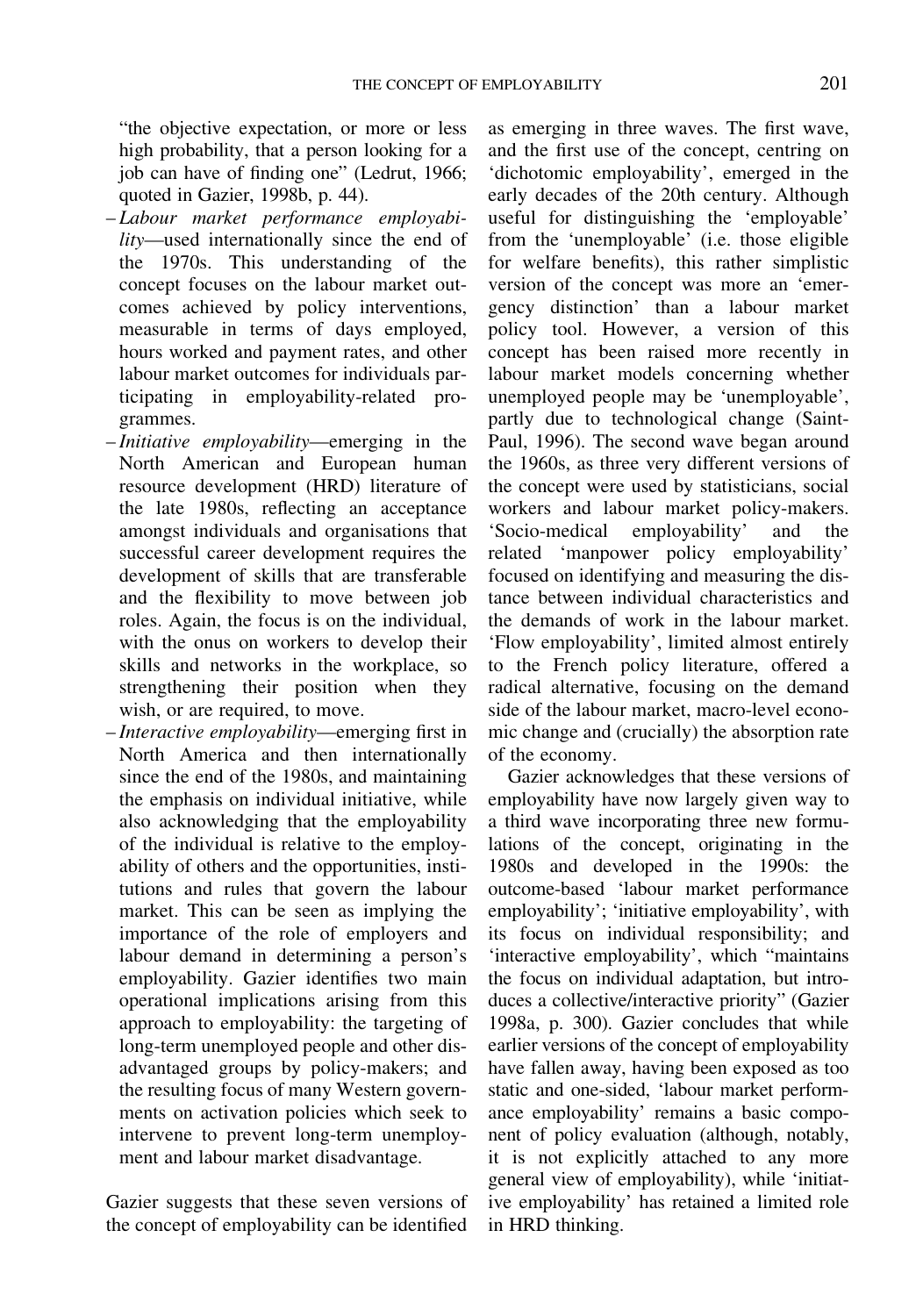"the objective expectation, or more or less high probability, that a person looking for a job can have of finding one" (Ledrut, 1966; quoted in Gazier, 1998b, p. 44).

- *Labour market performance employability*—used internationally since the end of the 1970s. This understanding of the concept focuses on the labour market outcomes achieved by policy interventions, measurable in terms of days employed, hours worked and payment rates, and other labour market outcomes for individuals participating in employability-related programmes.
- *Initiative employability*—emerging in the North American and European human resource development (HRD) literature of the late 1980s, reflecting an acceptance amongst individuals and organisations that successful career development requires the development of skills that are transferable and the flexibility to move between job roles. Again, the focus is on the individual, with the onus on workers to develop their skills and networks in the workplace, so strengthening their position when they wish, or are required, to move.
- *Interactive employability*—emerging first in North America and then internationally since the end of the 1980s, and maintaining the emphasis on individual initiative, while also acknowledging that the employability of the individual is relative to the employability of others and the opportunities, institutions and rules that govern the labour market. This can be seen as implying the importance of the role of employers and labour demand in determining a person's employability. Gazier identifies two main operational implications arising from this approach to employability: the targeting of long-term unemployed people and other disadvantaged groups by policy-makers; and the resulting focus of many Western governments on activation policies which seek to intervene to prevent long-term unemployment and labour market disadvantage.

Gazier suggests that these seven versions of the concept of employability can be identified as emerging in three waves. The first wave, and the first use of the concept, centring on 'dichotomic employability', emerged in the early decades of the 20th century. Although useful for distinguishing the 'employable' from the 'unemployable' (i.e. those eligible for welfare benefits), this rather simplistic version of the concept was more an 'emergency distinction' than a labour market policy tool. However, a version of this concept has been raised more recently in labour market models concerning whether unemployed people may be 'unemployable', partly due to technological change (Saint-Paul, 1996). The second wave began around the 1960s, as three very different versions of the concept were used by statisticians, social workers and labour market policy-makers. 'Socio-medical employability' and the related 'manpower policy employability' focused on identifying and measuring the distance between individual characteristics and the demands of work in the labour market. 'Flow employability', limited almost entirely to the French policy literature, offered a radical alternative, focusing on the demand side of the labour market, macro-level economic change and (crucially) the absorption rate of the economy.

Gazier acknowledges that these versions of employability have now largely given way to a third wave incorporating three new formulations of the concept, originating in the 1980s and developed in the 1990s: the outcome-based 'labour market performance employability'; 'initiative employability', with its focus on individual responsibility; and 'interactive employability', which "maintains the focus on individual adaptation, but introduces a collective/interactive priority" (Gazier 1998a, p. 300). Gazier concludes that while earlier versions of the concept of employability have fallen away, having been exposed as too static and one-sided, 'labour market performance employability' remains a basic component of policy evaluation (although, notably, it is not explicitly attached to any more general view of employability), while 'initiative employability' has retained a limited role in HRD thinking.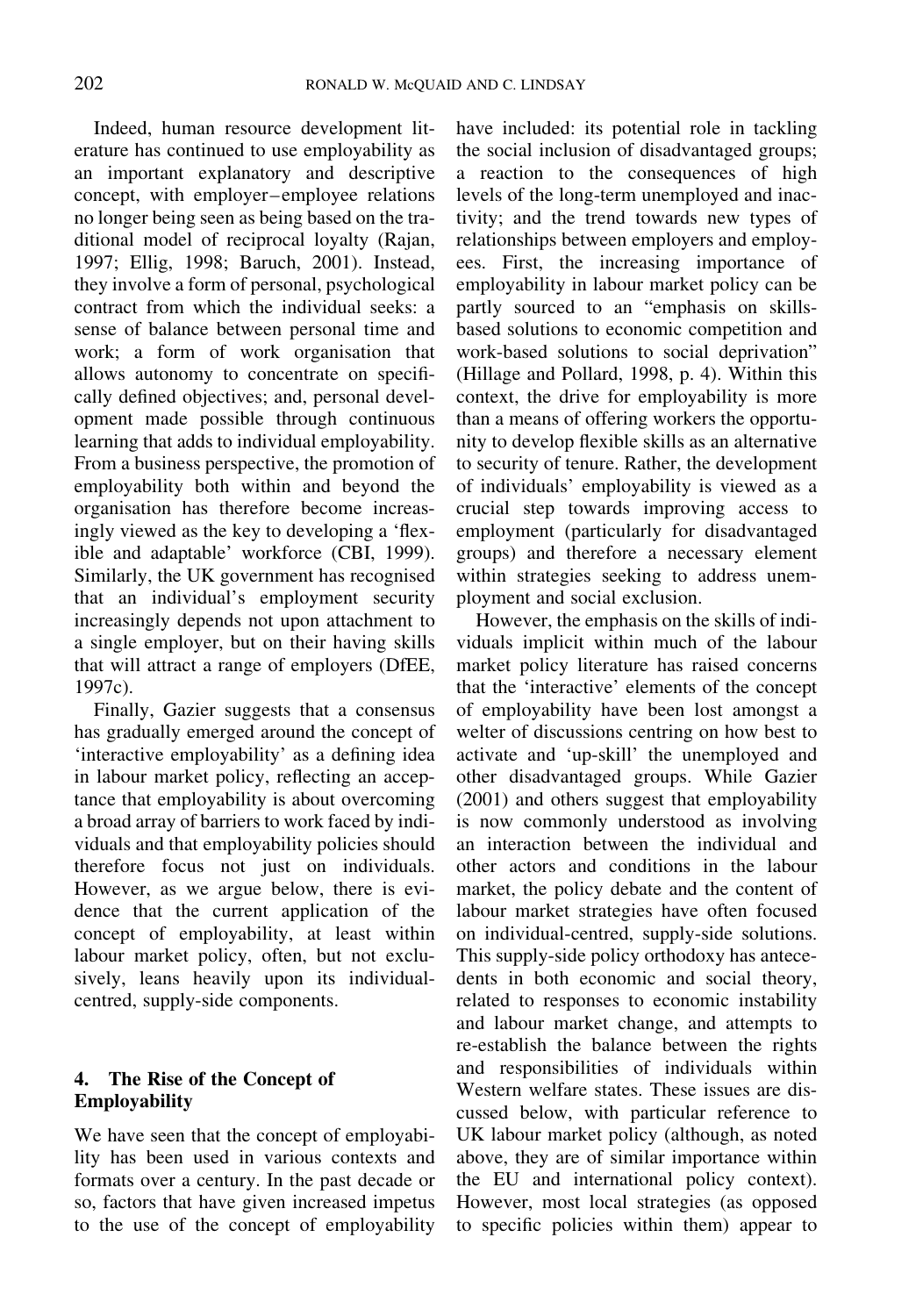Indeed, human resource development literature has continued to use employability as an important explanatory and descriptive concept, with employer–employee relations no longer being seen as being based on the traditional model of reciprocal loyalty (Rajan, 1997; Ellig, 1998; Baruch, 2001). Instead, they involve a form of personal, psychological contract from which the individual seeks: a sense of balance between personal time and work; a form of work organisation that allows autonomy to concentrate on specifically defined objectives; and, personal development made possible through continuous learning that adds to individual employability. From a business perspective, the promotion of employability both within and beyond the organisation has therefore become increasingly viewed as the key to developing a 'flexible and adaptable' workforce (CBI, 1999). Similarly, the UK government has recognised that an individual's employment security increasingly depends not upon attachment to a single employer, but on their having skills that will attract a range of employers (DfEE, 1997c).

Finally, Gazier suggests that a consensus has gradually emerged around the concept of 'interactive employability' as a defining idea in labour market policy, reflecting an acceptance that employability is about overcoming a broad array of barriers to work faced by individuals and that employability policies should therefore focus not just on individuals. However, as we argue below, there is evidence that the current application of the concept of employability, at least within labour market policy, often, but not exclusively, leans heavily upon its individual-centred, supply-side components.

## 4. The Rise of the Concept of Employability

We have seen that the concept of employability has been used in various contexts and formats over a century. In the past decade or so, factors that have given increased impetus to the use of the concept of employability have included: its potential role in tackling the social inclusion of disadvantaged groups; a reaction to the consequences of high levels of the long-term unemployed and inactivity; and the trend towards new types of relationships between employers and employees. First, the increasing importance of employability in labour market policy can be partly sourced to an "emphasis on skills-based solutions to economic competition and work-based solutions to social deprivation" (Hillage and Pollard, 1998, p. 4). Within this context, the drive for employability is more than a means of offering workers the opportunity to develop flexible skills as an alternative to security of tenure. Rather, the development of individuals' employability is viewed as a crucial step towards improving access to employment (particularly for disadvantaged groups) and therefore a necessary element within strategies seeking to address unemployment and social exclusion.

However, the emphasis on the skills of individuals implicit within much of the labour market policy literature has raised concerns that the 'interactive' elements of the concept of employability have been lost amongst a welter of discussions centring on how best to activate and 'up-skill' the unemployed and other disadvantaged groups. While Gazier (2001) and others suggest that employability is now commonly understood as involving an interaction between the individual and other actors and conditions in the labour market, the policy debate and the content of labour market strategies have often focused on individual-centred, supply-side solutions. This supply-side policy orthodoxy has antecedents in both economic and social theory, related to responses to economic instability and labour market change, and attempts to re-establish the balance between the rights and responsibilities of individuals within Western welfare states. These issues are discussed below, with particular reference to UK labour market policy (although, as noted above, they are of similar importance within the EU and international policy context). However, most local strategies (as opposed to specific policies within them) appear to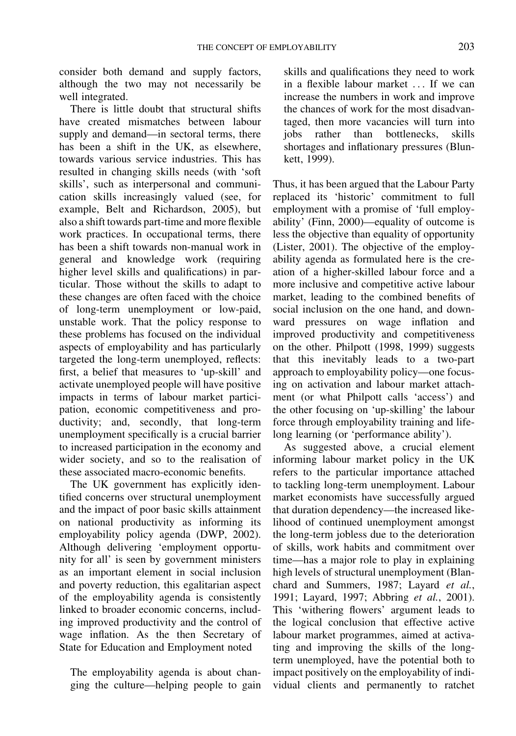consider both demand and supply factors, although the two may not necessarily be well integrated.

There is little doubt that structural shifts have created mismatches between labour supply and demand—in sectoral terms, there has been a shift in the UK, as elsewhere, towards various service industries. This has resulted in changing skills needs (with 'soft skills', such as interpersonal and communication skills increasingly valued (see, for example, Belt and Richardson, 2005), but also a shift towards part-time and more flexible work practices. In occupational terms, there has been a shift towards non-manual work in general and knowledge work (requiring higher level skills and qualifications) in particular. Those without the skills to adapt to these changes are often faced with the choice of long-term unemployment or low-paid, unstable work. That the policy response to these problems has focused on the individual aspects of employability and has particularly targeted the long-term unemployed, reflects: first, a belief that measures to 'up-skill' and activate unemployed people will have positive impacts in terms of labour market participation, economic competitiveness and productivity; and, secondly, that long-term unemployment specifically is a crucial barrier to increased participation in the economy and wider society, and so to the realisation of these associated macro-economic benefits.

The UK government has explicitly identified concerns over structural unemployment and the impact of poor basic skills attainment on national productivity as informing its employability policy agenda (DWP, 2002). Although delivering 'employment opportunity for all' is seen by government ministers as an important element in social inclusion and poverty reduction, this egalitarian aspect of the employability agenda is consistently linked to broader economic concerns, including improved productivity and the control of wage inflation. As the then Secretary of State for Education and Employment noted

> The employability agenda is about changing the culture—helping people to gain skills and qualifications they need to work in a flexible labour market ... If we can increase the numbers in work and improve the chances of work for the most disadvantaged, then more vacancies will turn into jobs rather than bottlenecks, skills shortages and inflationary pressures (Blunkett, 1999).

Thus, it has been argued that the Labour Party replaced its 'historic' commitment to full employment with a promise of 'full employability' (Finn, 2000)—equality of outcome is less the objective than equality of opportunity (Lister, 2001). The objective of the employability agenda as formulated here is the creation of a higher-skilled labour force and a more inclusive and competitive active labour market, leading to the combined benefits of social inclusion on the one hand, and downward pressures on wage inflation and improved productivity and competitiveness on the other. Philpott (1998, 1999) suggests that this inevitably leads to a two-part approach to employability policy—one focusing on activation and labour market attachment (or what Philpott calls 'access') and the other focusing on 'up-skilling' the labour force through employability training and lifelong learning (or 'performance ability').

As suggested above, a crucial element informing labour market policy in the UK refers to the particular importance attached to tackling long-term unemployment. Labour market economists have successfully argued that duration dependency—the increased likelihood of continued unemployment amongst the long-term jobless due to the deterioration of skills, work habits and commitment over time—has a major role to play in explaining high levels of structural unemployment (Blanchard and Summers, 1987; Layard *et al.*, 1991; Layard, 1997; Abbring *et al.*, 2001). This 'withering flowers' argument leads to the logical conclusion that effective active labour market programmes, aimed at activating and improving the skills of the long-term unemployed, have the potential both to impact positively on the employability of individual clients and permanently to ratchet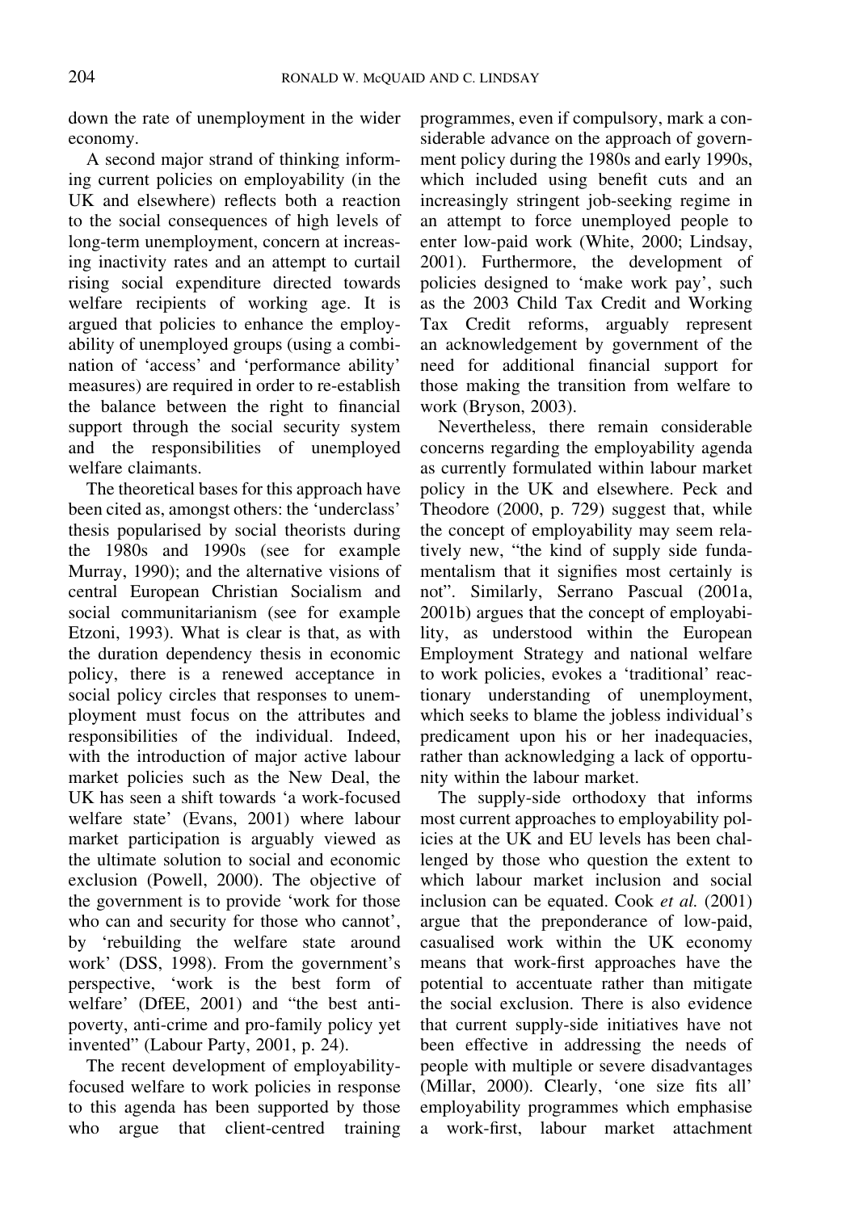down the rate of unemployment in the wider economy.

A second major strand of thinking informing current policies on employability (in the UK and elsewhere) reflects both a reaction to the social consequences of high levels of long-term unemployment, concern at increasing inactivity rates and an attempt to curtail rising social expenditure directed towards welfare recipients of working age. It is argued that policies to enhance the employability of unemployed groups (using a combination of 'access' and 'performance ability' measures) are required in order to re-establish the balance between the right to financial support through the social security system and the responsibilities of unemployed welfare claimants.

The theoretical bases for this approach have been cited as, amongst others: the 'underclass' thesis popularised by social theorists during the 1980s and 1990s (see for example Murray, 1990); and the alternative visions of central European Christian Socialism and social communitarianism (see for example Etzoni, 1993). What is clear is that, as with the duration dependency thesis in economic policy, there is a renewed acceptance in social policy circles that responses to unemployment must focus on the attributes and responsibilities of the individual. Indeed, with the introduction of major active labour market policies such as the New Deal, the UK has seen a shift towards 'a work-focused welfare state' (Evans, 2001) where labour market participation is arguably viewed as the ultimate solution to social and economic exclusion (Powell, 2000). The objective of the government is to provide 'work for those who can and security for those who cannot', by 'rebuilding the welfare state around work' (DSS, 1998). From the government's perspective, 'work is the best form of welfare' (DfEE, 2001) and "the best anti-poverty, anti-crime and pro-family policy yet invented" (Labour Party, 2001, p. 24).

The recent development of employability-focused welfare to work policies in response to this agenda has been supported by those who argue that client-centred training programmes, even if compulsory, mark a considerable advance on the approach of government policy during the 1980s and early 1990s, which included using benefit cuts and an increasingly stringent job-seeking regime in an attempt to force unemployed people to enter low-paid work (White, 2000; Lindsay, 2001). Furthermore, the development of policies designed to 'make work pay', such as the 2003 Child Tax Credit and Working Tax Credit reforms, arguably represent an acknowledgement by government of the need for additional financial support for those making the transition from welfare to work (Bryson, 2003).

Nevertheless, there remain considerable concerns regarding the employability agenda as currently formulated within labour market policy in the UK and elsewhere. Peck and Theodore (2000, p. 729) suggest that, while the concept of employability may seem relatively new, "the kind of supply side fundamentalism that it signifies most certainly is not". Similarly, Serrano Pascual (2001a, 2001b) argues that the concept of employability, as understood within the European Employment Strategy and national welfare to work policies, evokes a 'traditional' reactionary understanding of unemployment, which seeks to blame the jobless individual's predicament upon his or her inadequacies, rather than acknowledging a lack of opportunity within the labour market.

The supply-side orthodoxy that informs most current approaches to employability policies at the UK and EU levels has been challenged by those who question the extent to which labour market inclusion and social inclusion can be equated. Cook *et al.* (2001) argue that the preponderance of low-paid, casualised work within the UK economy means that work-first approaches have the potential to accentuate rather than mitigate the social exclusion. There is also evidence that current supply-side initiatives have not been effective in addressing the needs of people with multiple or severe disadvantages (Millar, 2000). Clearly, 'one size fits all' employability programmes which emphasise a work-first, labour market attachment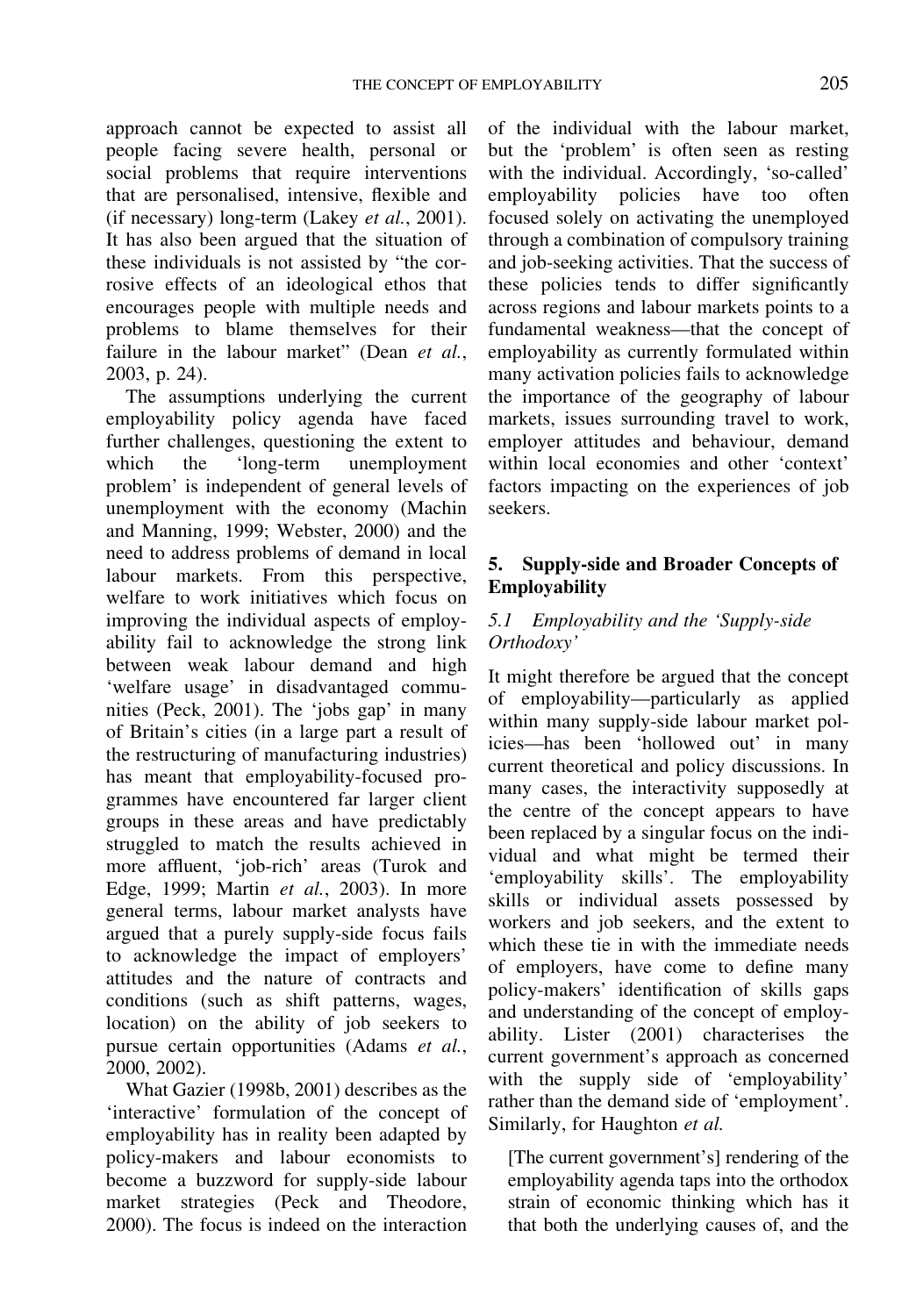approach cannot be expected to assist all people facing severe health, personal or social problems that require interventions that are personalised, intensive, flexible and (if necessary) long-term (Lakey *et al.*, 2001). It has also been argued that the situation of these individuals is not assisted by "the corrosive effects of an ideological ethos that encourages people with multiple needs and problems to blame themselves for their failure in the labour market" (Dean *et al.*, 2003, p. 24).

The assumptions underlying the current employability policy agenda have faced further challenges, questioning the extent to which the 'long-term unemployment problem' is independent of general levels of unemployment with the economy (Machin and Manning, 1999; Webster, 2000) and the need to address problems of demand in local labour markets. From this perspective, welfare to work initiatives which focus on improving the individual aspects of employability fail to acknowledge the strong link between weak labour demand and high 'welfare usage' in disadvantaged communities (Peck, 2001). The 'jobs gap' in many of Britain's cities (in a large part a result of the restructuring of manufacturing industries) has meant that employability-focused programmes have encountered far larger client groups in these areas and have predictably struggled to match the results achieved in more affluent, 'job-rich' areas (Turok and Edge, 1999; Martin *et al.*, 2003). In more general terms, labour market analysts have argued that a purely supply-side focus fails to acknowledge the impact of employers' attitudes and the nature of contracts and conditions (such as shift patterns, wages, location) on the ability of job seekers to pursue certain opportunities (Adams *et al.*, 2000, 2002).

What Gazier (1998b, 2001) describes as the 'interactive' formulation of the concept of employability has in reality been adapted by policy-makers and labour economists to become a buzzword for supply-side labour market strategies (Peck and Theodore, 2000). The focus is indeed on the interaction of the individual with the labour market, but the 'problem' is often seen as resting with the individual. Accordingly, 'so-called' employability policies have too often focused solely on activating the unemployed through a combination of compulsory training and job-seeking activities. That the success of these policies tends to differ significantly across regions and labour markets points to a fundamental weakness—that the concept of employability as currently formulated within many activation policies fails to acknowledge the importance of the geography of labour markets, issues surrounding travel to work, employer attitudes and behaviour, demand within local economies and other 'context' factors impacting on the experiences of job seekers.

## 5. Supply-side and Broader Concepts of Employability

### *5.1 Employability and the 'Supply-side Orthodoxy'*

It might therefore be argued that the concept of employability—particularly as applied within many supply-side labour market policies—has been 'hollowed out' in many current theoretical and policy discussions. In many cases, the interactivity supposedly at the centre of the concept appears to have been replaced by a singular focus on the individual and what might be termed their 'employability skills'. The employability skills or individual assets possessed by workers and job seekers, and the extent to which these tie in with the immediate needs of employers, have come to define many policy-makers' identification of skills gaps and understanding of the concept of employability. Lister (2001) characterises the current government's approach as concerned with the supply side of 'employability' rather than the demand side of 'employment'. Similarly, for Haughton *et al.*

> [The current government's] rendering of the employability agenda taps into the orthodox strain of economic thinking which has it that both the underlying causes of, and the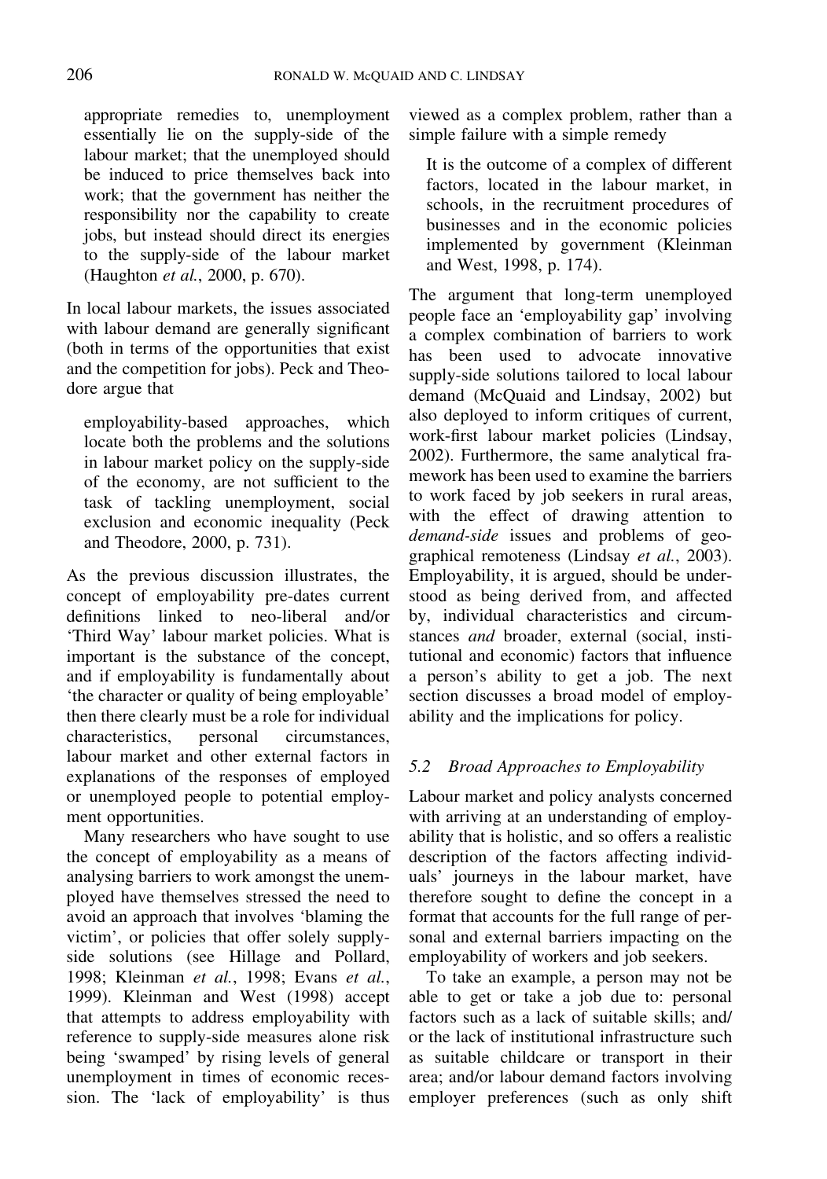appropriate remedies to, unemployment essentially lie on the supply-side of the labour market; that the unemployed should be induced to price themselves back into work; that the government has neither the responsibility nor the capability to create jobs, but instead should direct its energies to the supply-side of the labour market (Haughton *et al.*, 2000, p. 670).

In local labour markets, the issues associated with labour demand are generally significant (both in terms of the opportunities that exist and the competition for jobs). Peck and Theodore argue that

> employability-based approaches, which locate both the problems and the solutions in labour market policy on the supply-side of the economy, are not sufficient to the task of tackling unemployment, social exclusion and economic inequality (Peck and Theodore, 2000, p. 731).

As the previous discussion illustrates, the concept of employability pre-dates current definitions linked to neo-liberal and/or 'Third Way' labour market policies. What is important is the substance of the concept, and if employability is fundamentally about 'the character or quality of being employable' then there clearly must be a role for individual characteristics, personal circumstances, labour market and other external factors in explanations of the responses of employed or unemployed people to potential employment opportunities.

Many researchers who have sought to use the concept of employability as a means of analysing barriers to work amongst the unemployed have themselves stressed the need to avoid an approach that involves 'blaming the victim', or policies that offer solely supply-side solutions (see Hillage and Pollard, 1998; Kleinman *et al.*, 1998; Evans *et al.*, 1999). Kleinman and West (1998) accept that attempts to address employability with reference to supply-side measures alone risk being 'swamped' by rising levels of general unemployment in times of economic recession. The 'lack of employability' is thus viewed as a complex problem, rather than a simple failure with a simple remedy

> It is the outcome of a complex of different factors, located in the labour market, in schools, in the recruitment procedures of businesses and in the economic policies implemented by government (Kleinman and West, 1998, p. 174).

The argument that long-term unemployed people face an 'employability gap' involving a complex combination of barriers to work has been used to advocate innovative supply-side solutions tailored to local labour demand (McQuaid and Lindsay, 2002) but also deployed to inform critiques of current, work-first labour market policies (Lindsay, 2002). Furthermore, the same analytical framework has been used to examine the barriers to work faced by job seekers in rural areas, with the effect of drawing attention to *demand-side* issues and problems of geographical remoteness (Lindsay *et al.*, 2003). Employability, it is argued, should be understood as being derived from, and affected by, individual characteristics and circumstances *and* broader, external (social, institutional and economic) factors that influence a person's ability to get a job. The next section discusses a broad model of employability and the implications for policy.

### *5.2 Broad Approaches to Employability*

Labour market and policy analysts concerned with arriving at an understanding of employability that is holistic, and so offers a realistic description of the factors affecting individuals' journeys in the labour market, have therefore sought to define the concept in a format that accounts for the full range of personal and external barriers impacting on the employability of workers and job seekers.

To take an example, a person may not be able to get or take a job due to: personal factors such as a lack of suitable skills; and/or the lack of institutional infrastructure such as suitable childcare or transport in their area; and/or labour demand factors involving employer preferences (such as only shift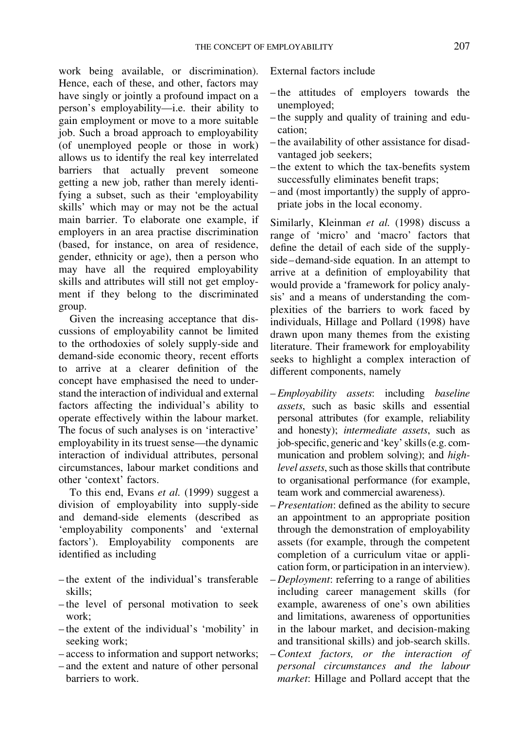work being available, or discrimination). Hence, each of these, and other, factors may have singly or jointly a profound impact on a person's employability—i.e. their ability to gain employment or move to a more suitable job. Such a broad approach to employability (of unemployed people or those in work) allows us to identify the real key interrelated barriers that actually prevent someone getting a new job, rather than merely identifying a subset, such as their 'employability skills' which may or may not be the actual main barrier. To elaborate one example, if employers in an area practise discrimination (based, for instance, on area of residence, gender, ethnicity or age), then a person who may have all the required employability skills and attributes will still not get employment if they belong to the discriminated group.

Given the increasing acceptance that discussions of employability cannot be limited to the orthodoxies of solely supply-side and demand-side economic theory, recent efforts to arrive at a clearer definition of the concept have emphasised the need to understand the interaction of individual and external factors affecting the individual's ability to operate effectively within the labour market. The focus of such analyses is on 'interactive' employability in its truest sense—the dynamic interaction of individual attributes, personal circumstances, labour market conditions and other 'context' factors.

To this end, Evans *et al.* (1999) suggest a division of employability into supply-side and demand-side elements (described as 'employability components' and 'external factors'). Employability components are identified as including

- the extent of the individual's transferable skills;
- the level of personal motivation to seek work;
- the extent of the individual's 'mobility' in seeking work;
- access to information and support networks;
- and the extent and nature of other personal barriers to work.

External factors include

- the attitudes of employers towards the unemployed;
- the supply and quality of training and education;
- the availability of other assistance for disadvantaged job seekers;
- the extent to which the tax-benefits system successfully eliminates benefit traps;
- and (most importantly) the supply of appropriate jobs in the local economy.

Similarly, Kleinman *et al.* (1998) discuss a range of 'micro' and 'macro' factors that define the detail of each side of the supply-side–demand-side equation. In an attempt to arrive at a definition of employability that would provide a 'framework for policy analysis' and a means of understanding the complexities of the barriers to work faced by individuals, Hillage and Pollard (1998) have drawn upon many themes from the existing literature. Their framework for employability seeks to highlight a complex interaction of different components, namely

- *Employability assets*: including *baseline assets*, such as basic skills and essential personal attributes (for example, reliability and honesty); *intermediate assets*, such as job-specific, generic and 'key' skills (e.g. communication and problem solving); and *high-level assets*, such as those skills that contribute to organisational performance (for example, team work and commercial awareness).
- *Presentation*: defined as the ability to secure an appointment to an appropriate position through the demonstration of employability assets (for example, through the competent completion of a curriculum vitae or application form, or participation in an interview).
- *Deployment*: referring to a range of abilities including career management skills (for example, awareness of one's own abilities and limitations, awareness of opportunities in the labour market, and decision-making and transitional skills) and job-search skills.
- *Context factors, or the interaction of personal circumstances and the labour market*: Hillage and Pollard accept that the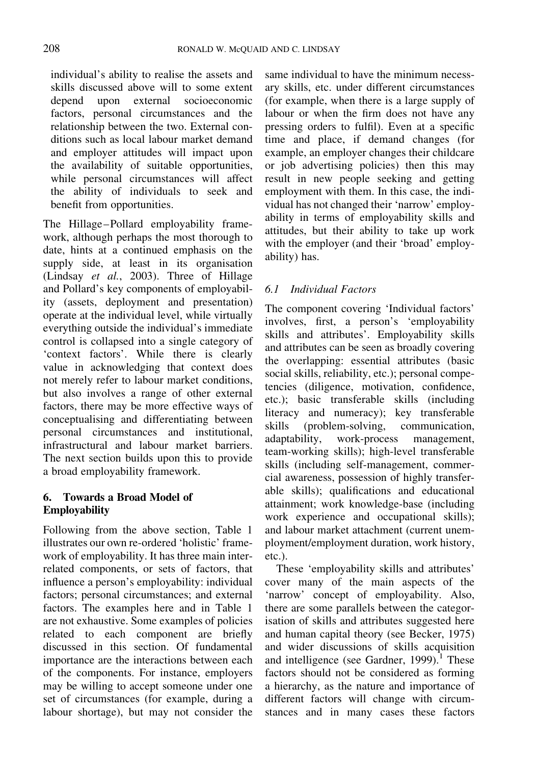individual's ability to realise the assets and skills discussed above will to some extent depend upon external socioeconomic factors, personal circumstances and the relationship between the two. External conditions such as local labour market demand and employer attitudes will impact upon the availability of suitable opportunities, while personal circumstances will affect the ability of individuals to seek and benefit from opportunities.

The Hillage–Pollard employability framework, although perhaps the most thorough to date, hints at a continued emphasis on the supply side, at least in its organisation (Lindsay *et al.*, 2003). Three of Hillage and Pollard's key components of employability (assets, deployment and presentation) operate at the individual level, while virtually everything outside the individual's immediate control is collapsed into a single category of 'context factors'. While there is clearly value in acknowledging that context does not merely refer to labour market conditions, but also involves a range of other external factors, there may be more effective ways of conceptualising and differentiating between personal circumstances and institutional, infrastructural and labour market barriers. The next section builds upon this to provide a broad employability framework.

## 6. Towards a Broad Model of Employability

Following from the above section, Table 1 illustrates our own re-ordered 'holistic' framework of employability. It has three main interrelated components, or sets of factors, that influence a person's employability: individual factors; personal circumstances; and external factors. The examples here and in Table 1 are not exhaustive. Some examples of policies related to each component are briefly discussed in this section. Of fundamental importance are the interactions between each of the components. For instance, employers may be willing to accept someone under one set of circumstances (for example, during a labour shortage), but may not consider the same individual to have the minimum necessary skills, etc. under different circumstances (for example, when there is a large supply of labour or when the firm does not have any pressing orders to fulfil). Even at a specific time and place, if demand changes (for example, an employer changes their childcare or job advertising policies) then this may result in new people seeking and getting employment with them. In this case, the individual has not changed their 'narrow' employability in terms of employability skills and attitudes, but their ability to take up work with the employer (and their 'broad' employability) has.

### *6.1 Individual Factors*

The component covering 'Individual factors' involves, first, a person's 'employability skills and attributes'. Employability skills and attributes can be seen as broadly covering the overlapping: essential attributes (basic social skills, reliability, etc.); personal competencies (diligence, motivation, confidence, etc.); basic transferable skills (including literacy and numeracy); key transferable skills (problem-solving, communication, adaptability, work-process management, team-working skills); high-level transferable skills (including self-management, commercial awareness, possession of highly transferable skills); qualifications and educational attainment; work knowledge-base (including work experience and occupational skills); and labour market attachment (current unemployment/employment duration, work history, etc.).

These 'employability skills and attributes' cover many of the main aspects of the 'narrow' concept of employability. Also, there are some parallels between the categorisation of skills and attributes suggested here and human capital theory (see Becker, 1975) and wider discussions of skills acquisition and intelligence (see Gardner, 1999).[1] These factors should not be considered as forming a hierarchy, as the nature and importance of different factors will change with circumstances and in many cases these factors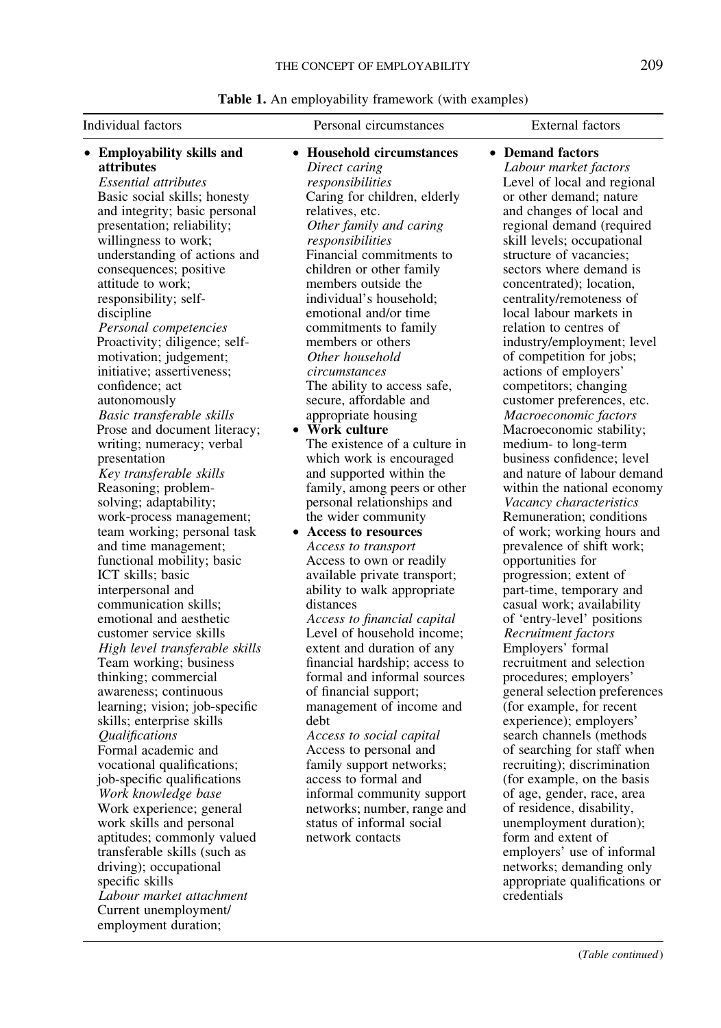**Table 1.** An employability framework (with examples)

| Individual factors | Personal circumstances | External factors |
| --- | --- | --- |
| • **Employability skills and attributes**<br>*Essential attributes*<br>Basic social skills; honesty and integrity; basic personal presentation; reliability; willingness to work; understanding of actions and consequences; positive attitude to work; responsibility; self-discipline<br>*Personal competencies*<br>Proactivity; diligence; self-motivation; judgement; initiative; assertiveness; confidence; act autonomously<br>*Basic transferable skills*<br>Prose and document literacy; writing; numeracy; verbal presentation<br>*Key transferable skills*<br>Reasoning; problem-solving; adaptability; work-process management; team working; personal task and time management; functional mobility; basic ICT skills; basic interpersonal and communication skills; emotional and aesthetic customer service skills<br>*High level transferable skills*<br>Team working; business thinking; commercial awareness; continuous learning; vision; job-specific skills; enterprise skills<br>*Qualifications*<br>Formal academic and vocational qualifications; job-specific qualifications<br>*Work knowledge base*<br>Work experience; general work skills and personal aptitudes; commonly valued transferable skills (such as driving); occupational specific skills<br>*Labour market attachment*<br>Current unemployment/employment duration; | • **Household circumstances**<br>*Direct caring responsibilities*<br>Caring for children, elderly relatives, etc.<br>*Other family and caring responsibilities*<br>Financial commitments to children or other family members outside the individual's household; emotional and/or time commitments to family members or others<br>*Other household circumstances*<br>The ability to access safe, secure, affordable and appropriate housing<br>• **Work culture**<br>The existence of a culture in which work is encouraged and supported within the family, among peers or other personal relationships and the wider community<br>• **Access to resources**<br>*Access to transport*<br>Access to own or readily available private transport; ability to walk appropriate distances<br>*Access to financial capital*<br>Level of household income; extent and duration of any financial hardship; access to formal and informal sources of financial support; management of income and debt<br>*Access to social capital*<br>Access to personal and family support networks; access to formal and informal community support networks; number, range and status of informal social network contacts | • **Demand factors**<br>*Labour market factors*<br>Level of local and regional or other demand; nature and changes of local and regional demand (required skill levels; occupational structure of vacancies; sectors where demand is concentrated); location, centrality/remoteness of local labour markets in relation to centres of industry/employment; level of competition for jobs; actions of employers' competitors; changing customer preferences, etc.<br>*Macroeconomic factors*<br>Macroeconomic stability; medium- to long-term business confidence; level and nature of labour demand within the national economy<br>*Vacancy characteristics*<br>Remuneration; conditions of work; working hours and prevalence of shift work; opportunities for progression; extent of part-time, temporary and casual work; availability of 'entry-level' positions<br>*Recruitment factors*<br>Employers' formal recruitment and selection procedures; employers' general selection preferences (for example, for recent experience); employers' search channels (methods of searching for staff when recruiting); discrimination (for example, on the basis of age, gender, race, area of residence, disability, unemployment duration); form and extent of employers' use of informal networks; demanding only appropriate qualifications or credentials |

(*Table continued*)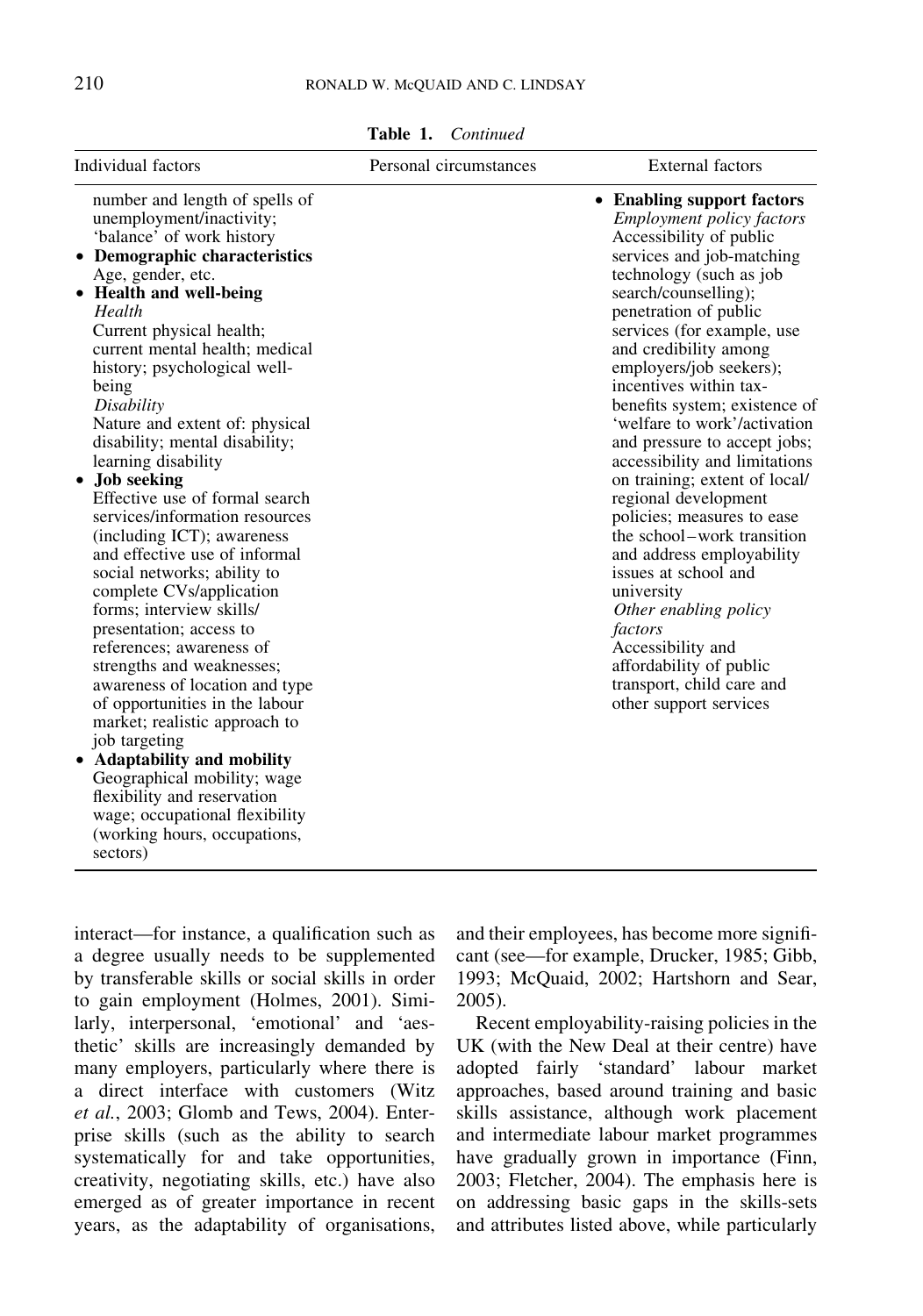**Table 1.** *Continued*

| Individual factors | Personal circumstances | External factors |
|---|---|---|
| number and length of spells of unemployment/inactivity; 'balance' of work history<br>• **Demographic characteristics**<br>Age, gender, etc.<br>• **Health and well-being**<br>*Health*<br>Current physical health; current mental health; medical history; psychological well-being<br>*Disability*<br>Nature and extent of: physical disability; mental disability; learning disability<br>• **Job seeking**<br>Effective use of formal search services/information resources (including ICT); awareness and effective use of informal social networks; ability to complete CVs/application forms; interview skills/presentation; access to references; awareness of strengths and weaknesses; awareness of location and type of opportunities in the labour market; realistic approach to job targeting<br>• **Adaptability and mobility**<br>Geographical mobility; wage flexibility and reservation wage; occupational flexibility (working hours, occupations, sectors) | | • **Enabling support factors**<br>*Employment policy factors*<br>Accessibility of public services and job-matching technology (such as job search/counselling); penetration of public services (for example, use and credibility among employers/job seekers); incentives within tax-benefits system; existence of 'welfare to work'/activation and pressure to accept jobs; accessibility and limitations on training; extent of local/regional development policies; measures to ease the school–work transition and address employability issues at school and university<br>*Other enabling policy factors*<br>Accessibility and affordability of public transport, child care and other support services |

interact—for instance, a qualification such as a degree usually needs to be supplemented by transferable skills or social skills in order to gain employment (Holmes, 2001). Similarly, interpersonal, 'emotional' and 'aesthetic' skills are increasingly demanded by many employers, particularly where there is a direct interface with customers (Witz *et al.*, 2003; Glomb and Tews, 2004). Enterprise skills (such as the ability to search systematically for and take opportunities, creativity, negotiating skills, etc.) have also emerged as of greater importance in recent years, as the adaptability of organisations, and their employees, has become more significant (see—for example, Drucker, 1985; Gibb, 1993; McQuaid, 2002; Hartshorn and Sear, 2005).

Recent employability-raising policies in the UK (with the New Deal at their centre) have adopted fairly 'standard' labour market approaches, based around training and basic skills assistance, although work placement and intermediate labour market programmes have gradually grown in importance (Finn, 2003; Fletcher, 2004). The emphasis here is on addressing basic gaps in the skills-sets and attributes listed above, while particularly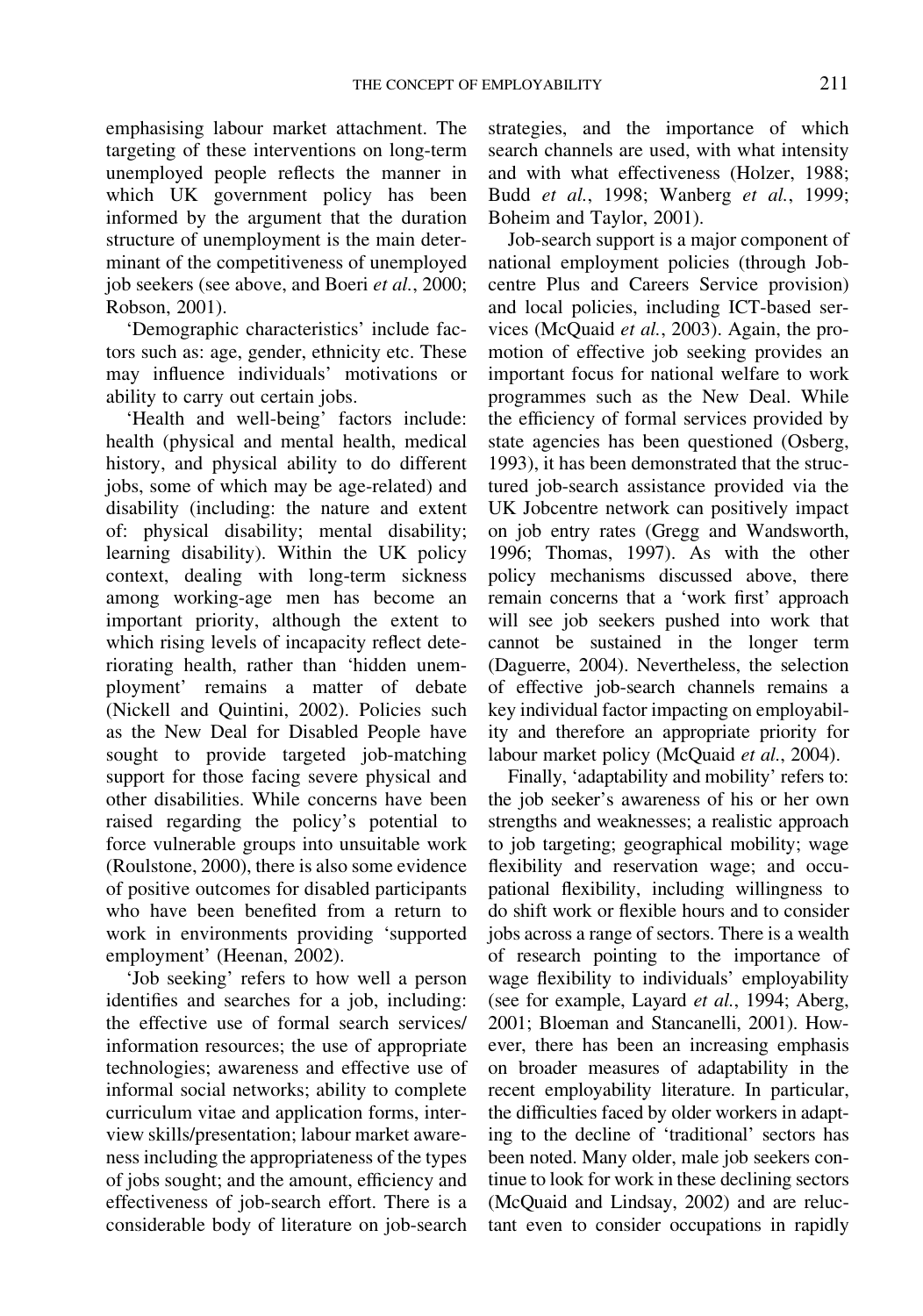emphasising labour market attachment. The targeting of these interventions on long-term unemployed people reflects the manner in which UK government policy has been informed by the argument that the duration structure of unemployment is the main determinant of the competitiveness of unemployed job seekers (see above, and Boeri *et al.*, 2000; Robson, 2001).

'Demographic characteristics' include factors such as: age, gender, ethnicity etc. These may influence individuals' motivations or ability to carry out certain jobs.

'Health and well-being' factors include: health (physical and mental health, medical history, and physical ability to do different jobs, some of which may be age-related) and disability (including: the nature and extent of: physical disability; mental disability; learning disability). Within the UK policy context, dealing with long-term sickness among working-age men has become an important priority, although the extent to which rising levels of incapacity reflect deteriorating health, rather than 'hidden unemployment' remains a matter of debate (Nickell and Quintini, 2002). Policies such as the New Deal for Disabled People have sought to provide targeted job-matching support for those facing severe physical and other disabilities. While concerns have been raised regarding the policy's potential to force vulnerable groups into unsuitable work (Roulstone, 2000), there is also some evidence of positive outcomes for disabled participants who have been benefited from a return to work in environments providing 'supported employment' (Heenan, 2002).

'Job seeking' refers to how well a person identifies and searches for a job, including: the effective use of formal search services/information resources; the use of appropriate technologies; awareness and effective use of informal social networks; ability to complete curriculum vitae and application forms, interview skills/presentation; labour market awareness including the appropriateness of the types of jobs sought; and the amount, efficiency and effectiveness of job-search effort. There is a considerable body of literature on job-search strategies, and the importance of which search channels are used, with what intensity and with what effectiveness (Holzer, 1988; Budd *et al.*, 1998; Wanberg *et al.*, 1999; Boheim and Taylor, 2001).

Job-search support is a major component of national employment policies (through Jobcentre Plus and Careers Service provision) and local policies, including ICT-based services (McQuaid *et al.*, 2003). Again, the promotion of effective job seeking provides an important focus for national welfare to work programmes such as the New Deal. While the efficiency of formal services provided by state agencies has been questioned (Osberg, 1993), it has been demonstrated that the structured job-search assistance provided via the UK Jobcentre network can positively impact on job entry rates (Gregg and Wandsworth, 1996; Thomas, 1997). As with the other policy mechanisms discussed above, there remain concerns that a 'work first' approach will see job seekers pushed into work that cannot be sustained in the longer term (Daguerre, 2004). Nevertheless, the selection of effective job-search channels remains a key individual factor impacting on employability and therefore an appropriate priority for labour market policy (McQuaid *et al.*, 2004).

Finally, 'adaptability and mobility' refers to: the job seeker's awareness of his or her own strengths and weaknesses; a realistic approach to job targeting; geographical mobility; wage flexibility and reservation wage; and occupational flexibility, including willingness to do shift work or flexible hours and to consider jobs across a range of sectors. There is a wealth of research pointing to the importance of wage flexibility to individuals' employability (see for example, Layard *et al.*, 1994; Aberg, 2001; Bloeman and Stancanelli, 2001). However, there has been an increasing emphasis on broader measures of adaptability in the recent employability literature. In particular, the difficulties faced by older workers in adapting to the decline of 'traditional' sectors has been noted. Many older, male job seekers continue to look for work in these declining sectors (McQuaid and Lindsay, 2002) and are reluctant even to consider occupations in rapidly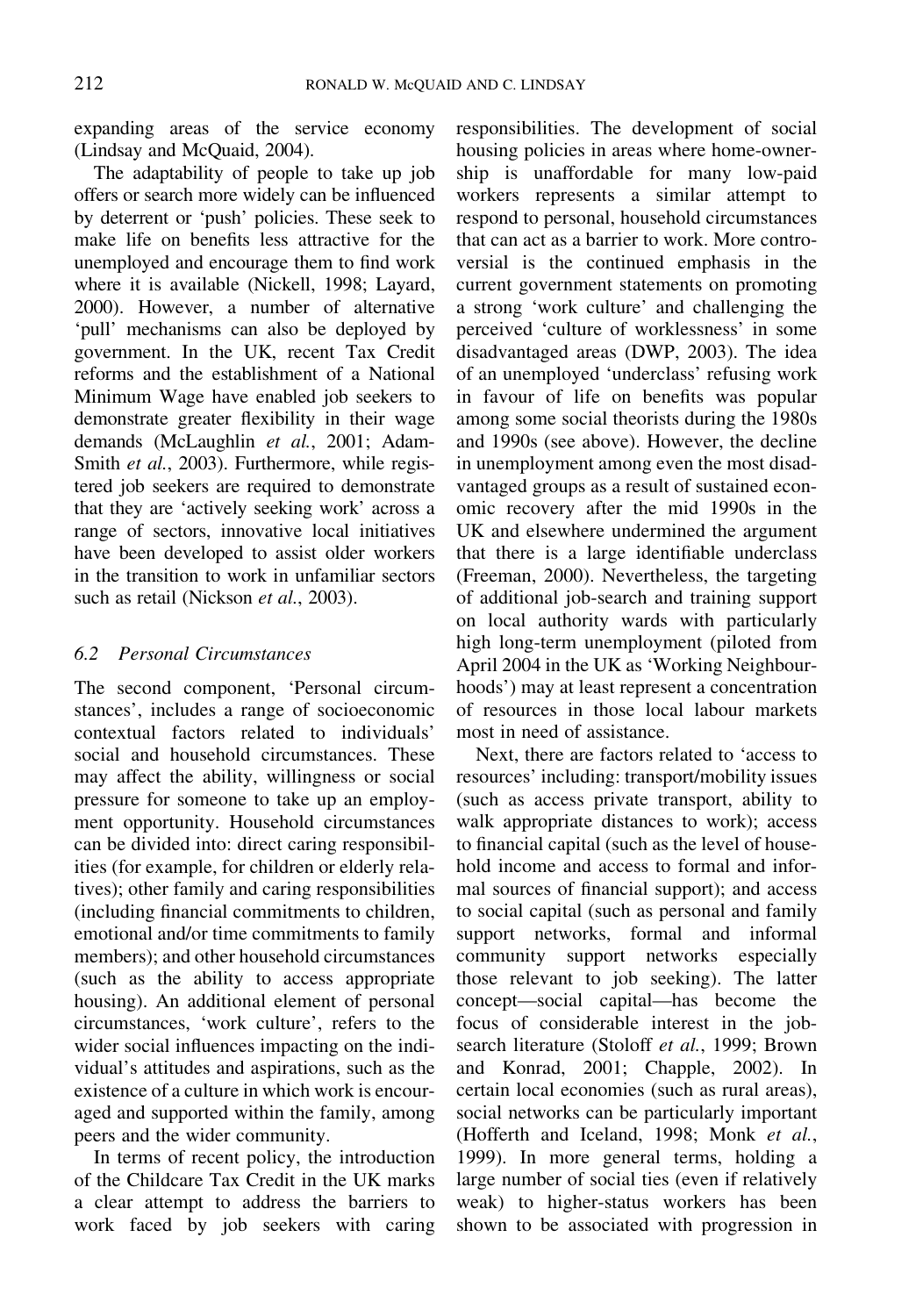expanding areas of the service economy (Lindsay and McQuaid, 2004).

The adaptability of people to take up job offers or search more widely can be influenced by deterrent or 'push' policies. These seek to make life on benefits less attractive for the unemployed and encourage them to find work where it is available (Nickell, 1998; Layard, 2000). However, a number of alternative 'pull' mechanisms can also be deployed by government. In the UK, recent Tax Credit reforms and the establishment of a National Minimum Wage have enabled job seekers to demonstrate greater flexibility in their wage demands (McLaughlin *et al.*, 2001; Adam-Smith *et al.*, 2003). Furthermore, while registered job seekers are required to demonstrate that they are 'actively seeking work' across a range of sectors, innovative local initiatives have been developed to assist older workers in the transition to work in unfamiliar sectors such as retail (Nickson *et al.*, 2003).

### *6.2 Personal Circumstances*

The second component, 'Personal circumstances', includes a range of socioeconomic contextual factors related to individuals' social and household circumstances. These may affect the ability, willingness or social pressure for someone to take up an employment opportunity. Household circumstances can be divided into: direct caring responsibilities (for example, for children or elderly relatives); other family and caring responsibilities (including financial commitments to children, emotional and/or time commitments to family members); and other household circumstances (such as the ability to access appropriate housing). An additional element of personal circumstances, 'work culture', refers to the wider social influences impacting on the individual's attitudes and aspirations, such as the existence of a culture in which work is encouraged and supported within the family, among peers and the wider community.

In terms of recent policy, the introduction of the Childcare Tax Credit in the UK marks a clear attempt to address the barriers to work faced by job seekers with caring responsibilities. The development of social housing policies in areas where home-ownership is unaffordable for many low-paid workers represents a similar attempt to respond to personal, household circumstances that can act as a barrier to work. More controversial is the continued emphasis in the current government statements on promoting a strong 'work culture' and challenging the perceived 'culture of worklessness' in some disadvantaged areas (DWP, 2003). The idea of an unemployed 'underclass' refusing work in favour of life on benefits was popular among some social theorists during the 1980s and 1990s (see above). However, the decline in unemployment among even the most disadvantaged groups as a result of sustained economic recovery after the mid 1990s in the UK and elsewhere undermined the argument that there is a large identifiable underclass (Freeman, 2000). Nevertheless, the targeting of additional job-search and training support on local authority wards with particularly high long-term unemployment (piloted from April 2004 in the UK as 'Working Neighbourhoods') may at least represent a concentration of resources in those local labour markets most in need of assistance.

Next, there are factors related to 'access to resources' including: transport/mobility issues (such as access private transport, ability to walk appropriate distances to work); access to financial capital (such as the level of household income and access to formal and informal sources of financial support); and access to social capital (such as personal and family support networks, formal and informal community support networks especially those relevant to job seeking). The latter concept—social capital—has become the focus of considerable interest in the job-search literature (Stoloff *et al.*, 1999; Brown and Konrad, 2001; Chapple, 2002). In certain local economies (such as rural areas), social networks can be particularly important (Hofferth and Iceland, 1998; Monk *et al.*, 1999). In more general terms, holding a large number of social ties (even if relatively weak) to higher-status workers has been shown to be associated with progression in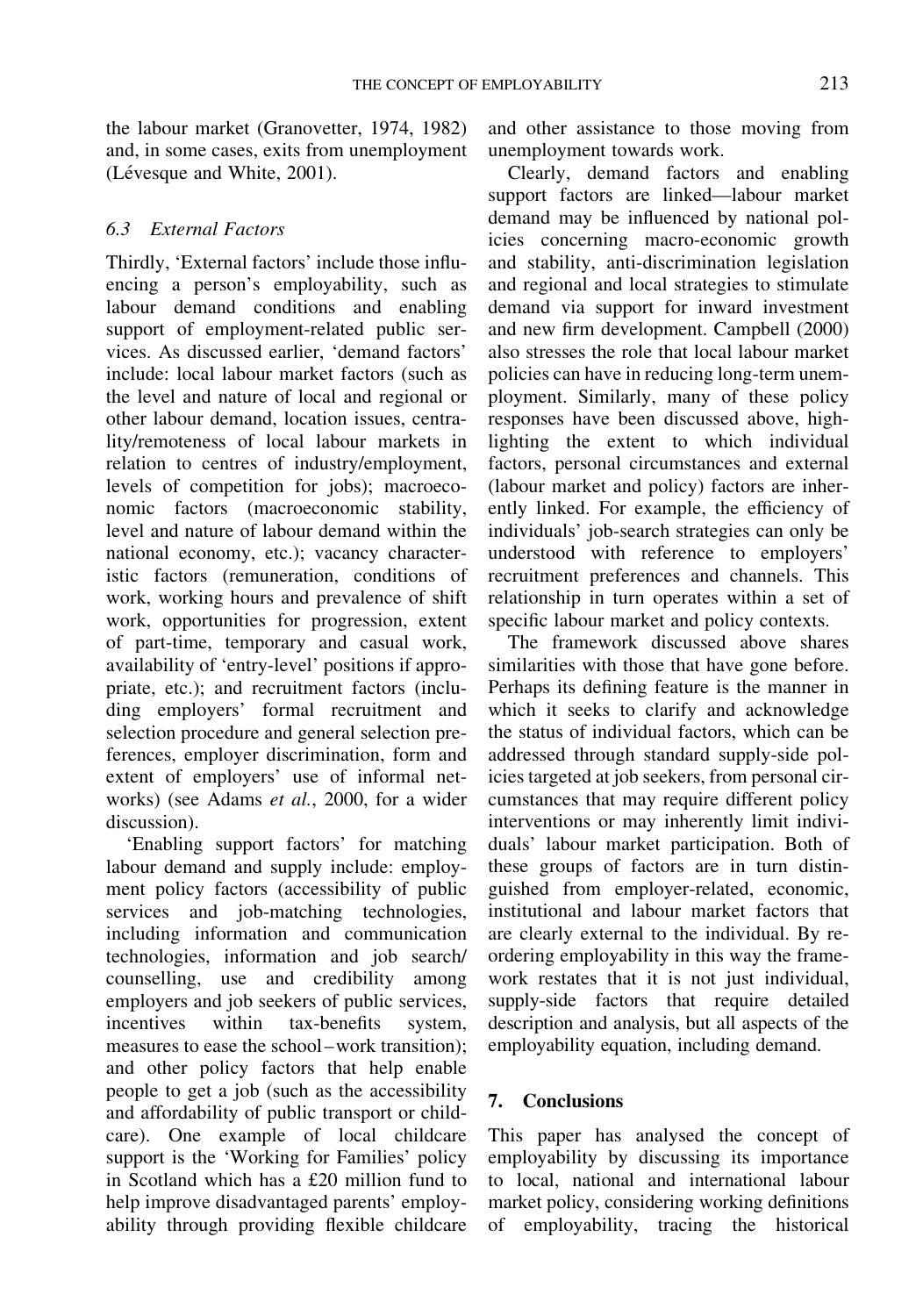the labour market (Granovetter, 1974, 1982) and, in some cases, exits from unemployment (Lévesque and White, 2001).

### 6.3 External Factors

Thirdly, 'External factors' include those influencing a person's employability, such as labour demand conditions and enabling support of employment-related public services. As discussed earlier, 'demand factors' include: local labour market factors (such as the level and nature of local and regional or other labour demand, location issues, centrality/remoteness of local labour markets in relation to centres of industry/employment, levels of competition for jobs); macroeconomic factors (macroeconomic stability, level and nature of labour demand within the national economy, etc.); vacancy characteristic factors (remuneration, conditions of work, working hours and prevalence of shift work, opportunities for progression, extent of part-time, temporary and casual work, availability of 'entry-level' positions if appropriate, etc.); and recruitment factors (including employers' formal recruitment and selection procedure and general selection preferences, employer discrimination, form and extent of employers' use of informal networks) (see Adams *et al.*, 2000, for a wider discussion).

'Enabling support factors' for matching labour demand and supply include: employment policy factors (accessibility of public services and job-matching technologies, including information and communication technologies, information and job search/counselling, use and credibility among employers and job seekers of public services, incentives within tax-benefits system, measures to ease the school–work transition); and other policy factors that help enable people to get a job (such as the accessibility and affordability of public transport or childcare). One example of local childcare support is the 'Working for Families' policy in Scotland which has a £20 million fund to help improve disadvantaged parents' employability through providing flexible childcare and other assistance to those moving from unemployment towards work.

Clearly, demand factors and enabling support factors are linked—labour market demand may be influenced by national policies concerning macro-economic growth and stability, anti-discrimination legislation and regional and local strategies to stimulate demand via support for inward investment and new firm development. Campbell (2000) also stresses the role that local labour market policies can have in reducing long-term unemployment. Similarly, many of these policy responses have been discussed above, highlighting the extent to which individual factors, personal circumstances and external (labour market and policy) factors are inherently linked. For example, the efficiency of individuals' job-search strategies can only be understood with reference to employers' recruitment preferences and channels. This relationship in turn operates within a set of specific labour market and policy contexts.

The framework discussed above shares similarities with those that have gone before. Perhaps its defining feature is the manner in which it seeks to clarify and acknowledge the status of individual factors, which can be addressed through standard supply-side policies targeted at job seekers, from personal circumstances that may require different policy interventions or may inherently limit individuals' labour market participation. Both of these groups of factors are in turn distinguished from employer-related, economic, institutional and labour market factors that are clearly external to the individual. By re-ordering employability in this way the framework restates that it is not just individual, supply-side factors that require detailed description and analysis, but all aspects of the employability equation, including demand.

## 7. Conclusions

This paper has analysed the concept of employability by discussing its importance to local, national and international labour market policy, considering working definitions of employability, tracing the historical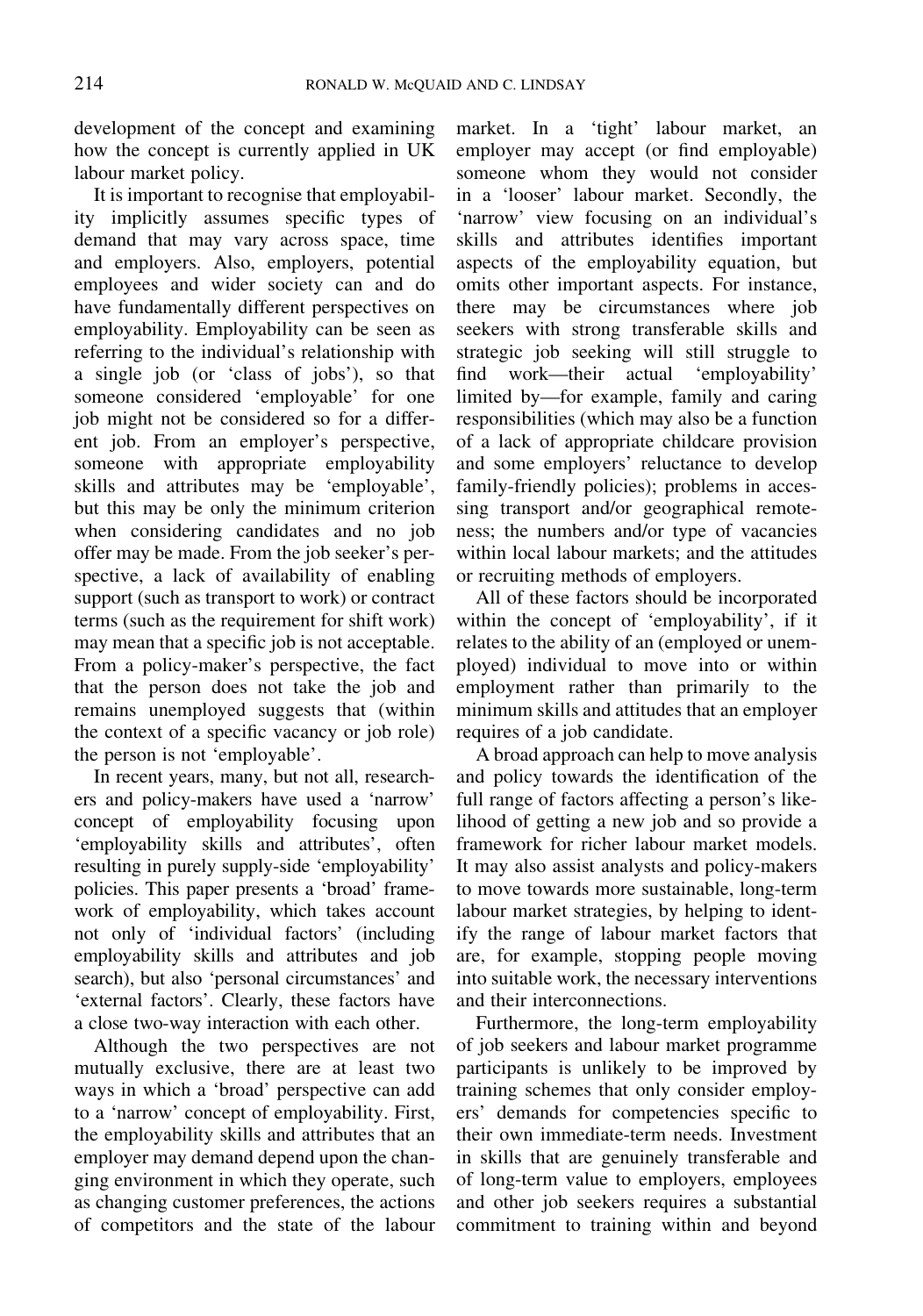development of the concept and examining how the concept is currently applied in UK labour market policy.

It is important to recognise that employability implicitly assumes specific types of demand that may vary across space, time and employers. Also, employers, potential employees and wider society can and do have fundamentally different perspectives on employability. Employability can be seen as referring to the individual's relationship with a single job (or 'class of jobs'), so that someone considered 'employable' for one job might not be considered so for a different job. From an employer's perspective, someone with appropriate employability skills and attributes may be 'employable', but this may be only the minimum criterion when considering candidates and no job offer may be made. From the job seeker's perspective, a lack of availability of enabling support (such as transport to work) or contract terms (such as the requirement for shift work) may mean that a specific job is not acceptable. From a policy-maker's perspective, the fact that the person does not take the job and remains unemployed suggests that (within the context of a specific vacancy or job role) the person is not 'employable'.

In recent years, many, but not all, researchers and policy-makers have used a 'narrow' concept of employability focusing upon 'employability skills and attributes', often resulting in purely supply-side 'employability' policies. This paper presents a 'broad' framework of employability, which takes account not only of 'individual factors' (including employability skills and attributes and job search), but also 'personal circumstances' and 'external factors'. Clearly, these factors have a close two-way interaction with each other.

Although the two perspectives are not mutually exclusive, there are at least two ways in which a 'broad' perspective can add to a 'narrow' concept of employability. First, the employability skills and attributes that an employer may demand depend upon the changing environment in which they operate, such as changing customer preferences, the actions of competitors and the state of the labour market. In a 'tight' labour market, an employer may accept (or find employable) someone whom they would not consider in a 'looser' labour market. Secondly, the 'narrow' view focusing on an individual's skills and attributes identifies important aspects of the employability equation, but omits other important aspects. For instance, there may be circumstances where job seekers with strong transferable skills and strategic job seeking will still struggle to find work—their actual 'employability' limited by—for example, family and caring responsibilities (which may also be a function of a lack of appropriate childcare provision and some employers' reluctance to develop family-friendly policies); problems in accessing transport and/or geographical remoteness; the numbers and/or type of vacancies within local labour markets; and the attitudes or recruiting methods of employers.

All of these factors should be incorporated within the concept of 'employability', if it relates to the ability of an (employed or unemployed) individual to move into or within employment rather than primarily to the minimum skills and attitudes that an employer requires of a job candidate.

A broad approach can help to move analysis and policy towards the identification of the full range of factors affecting a person's likelihood of getting a new job and so provide a framework for richer labour market models. It may also assist analysts and policy-makers to move towards more sustainable, long-term labour market strategies, by helping to identify the range of labour market factors that are, for example, stopping people moving into suitable work, the necessary interventions and their interconnections.

Furthermore, the long-term employability of job seekers and labour market programme participants is unlikely to be improved by training schemes that only consider employers' demands for competencies specific to their own immediate-term needs. Investment in skills that are genuinely transferable and of long-term value to employers, employees and other job seekers requires a substantial commitment to training within and beyond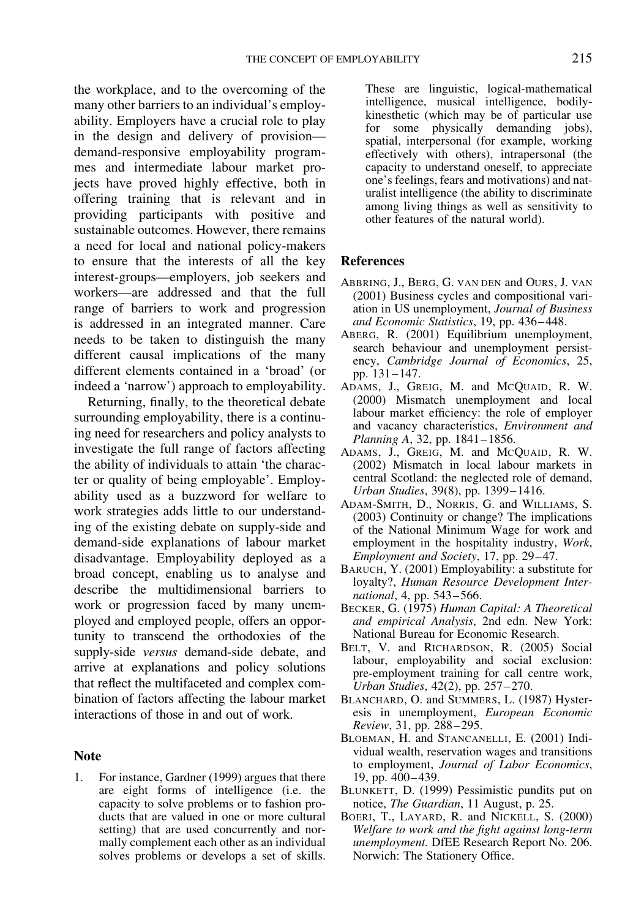the workplace, and to the overcoming of the many other barriers to an individual's employability. Employers have a crucial role to play in the design and delivery of provision—demand-responsive employability programmes and intermediate labour market projects have proved highly effective, both in offering training that is relevant and in providing participants with positive and sustainable outcomes. However, there remains a need for local and national policy-makers to ensure that the interests of all the key interest-groups—employers, job seekers and workers—are addressed and that the full range of barriers to work and progression is addressed in an integrated manner. Care needs to be taken to distinguish the many different causal implications of the many different elements contained in a 'broad' (or indeed a 'narrow') approach to employability.

Returning, finally, to the theoretical debate surrounding employability, there is a continuing need for researchers and policy analysts to investigate the full range of factors affecting the ability of individuals to attain 'the character or quality of being employable'. Employability used as a buzzword for welfare to work strategies adds little to our understanding of the existing debate on supply-side and demand-side explanations of labour market disadvantage. Employability deployed as a broad concept, enabling us to analyse and describe the multidimensional barriers to work or progression faced by many unemployed and employed people, offers an opportunity to transcend the orthodoxies of the supply-side *versus* demand-side debate, and arrive at explanations and policy solutions that reflect the multifaceted and complex combination of factors affecting the labour market interactions of those in and out of work.

## Note

1. For instance, Gardner (1999) argues that there are eight forms of intelligence (i.e. the capacity to solve problems or to fashion products that are valued in one or more cultural setting) that are used concurrently and normally complement each other as an individual solves problems or develops a set of skills. These are linguistic, logical-mathematical intelligence, musical intelligence, bodily-kinesthetic (which may be of particular use for some physically demanding jobs), spatial, interpersonal (for example, working effectively with others), intrapersonal (the capacity to understand oneself, to appreciate one's feelings, fears and motivations) and naturalist intelligence (the ability to discriminate among living things as well as sensitivity to other features of the natural world).

## References

ABBRING, J., BERG, G. VAN DEN and OURS, J. VAN (2001) Business cycles and compositional variation in US unemployment, *Journal of Business and Economic Statistics*, 19, pp. 436–448.

ABERG, R. (2001) Equilibrium unemployment, search behaviour and unemployment persistency, *Cambridge Journal of Economics*, 25, pp. 131–147.

ADAMS, J., GREIG, M. and MCQUAID, R. W. (2000) Mismatch unemployment and local labour market efficiency: the role of employer and vacancy characteristics, *Environment and Planning A*, 32, pp. 1841–1856.

ADAMS, J., GREIG, M. and MCQUAID, R. W. (2002) Mismatch in local labour markets in central Scotland: the neglected role of demand, *Urban Studies*, 39(8), pp. 1399–1416.

ADAM-SMITH, D., NORRIS, G. and WILLIAMS, S. (2003) Continuity or change? The implications of the National Minimum Wage for work and employment in the hospitality industry, *Work, Employment and Society*, 17, pp. 29–47.

BARUCH, Y. (2001) Employability: a substitute for loyalty?, *Human Resource Development International*, 4, pp. 543–566.

BECKER, G. (1975) *Human Capital: A Theoretical and empirical Analysis*, 2nd edn. New York: National Bureau for Economic Research.

BELT, V. and RICHARDSON, R. (2005) Social labour, employability and social exclusion: pre-employment training for call centre work, *Urban Studies*, 42(2), pp. 257–270.

BLANCHARD, O. and SUMMERS, L. (1987) Hysteresis in unemployment, *European Economic Review*, 31, pp. 288–295.

BLOEMAN, H. and STANCANELLI, E. (2001) Individual wealth, reservation wages and transitions to employment, *Journal of Labor Economics*, 19, pp. 400–439.

BLUNKETT, D. (1999) Pessimistic pundits put on notice, *The Guardian*, 11 August, p. 25.

BOERI, T., LAYARD, R. and NICKELL, S. (2000) *Welfare to work and the fight against long-term unemployment.* DfEE Research Report No. 206. Norwich: The Stationery Office.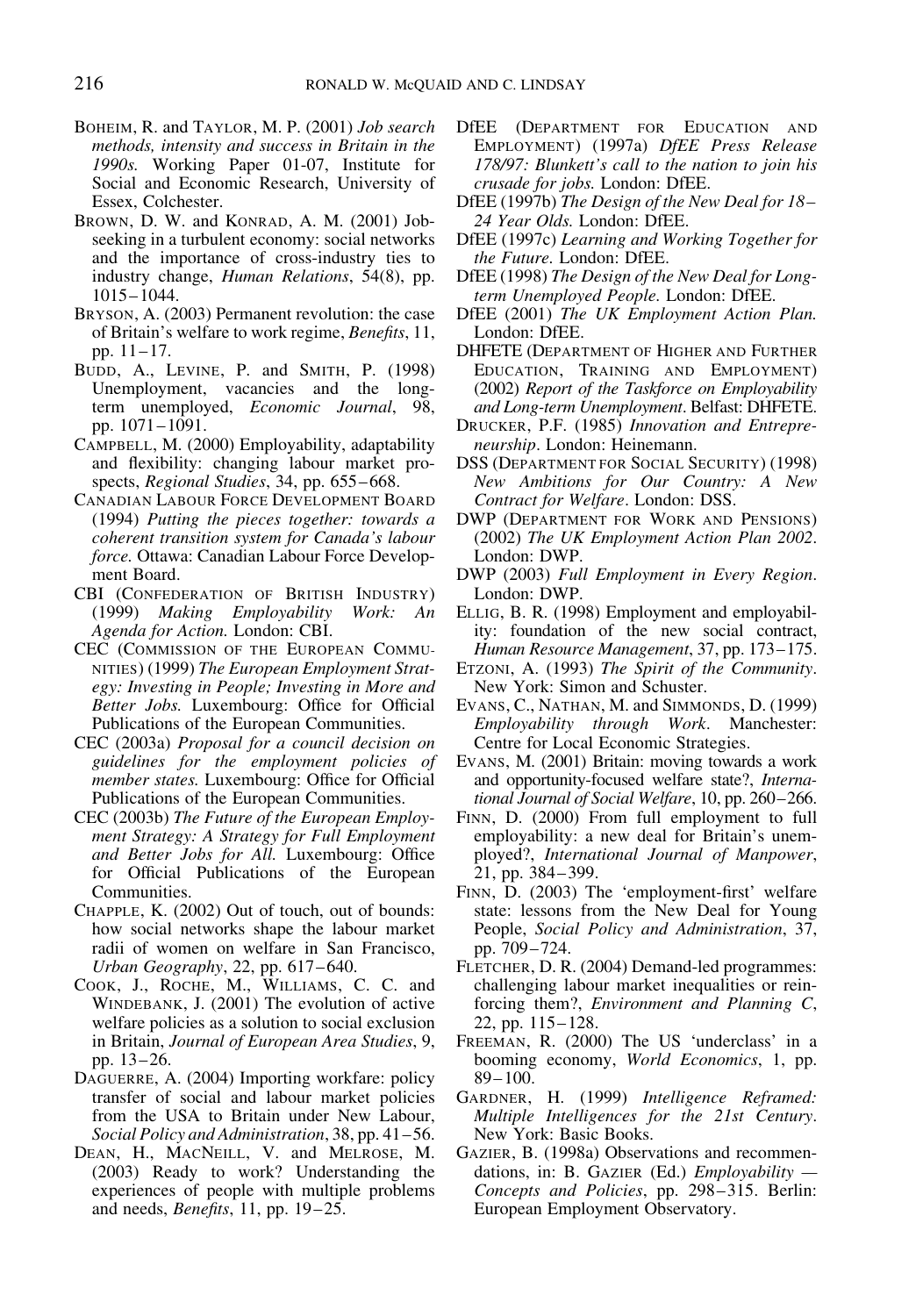Boheim, R. and Taylor, M. P. (2001) *Job search methods, intensity and success in Britain in the 1990s.* Working Paper 01-07, Institute for Social and Economic Research, University of Essex, Colchester.

Brown, D. W. and Konrad, A. M. (2001) Job-seeking in a turbulent economy: social networks and the importance of cross-industry ties to industry change, *Human Relations*, 54(8), pp. 1015–1044.

Bryson, A. (2003) Permanent revolution: the case of Britain's welfare to work regime, *Benefits*, 11, pp. 11–17.

Budd, A., Levine, P. and Smith, P. (1998) Unemployment, vacancies and the long-term unemployed, *Economic Journal*, 98, pp. 1071–1091.

Campbell, M. (2000) Employability, adaptability and flexibility: changing labour market prospects, *Regional Studies*, 34, pp. 655–668.

Canadian Labour Force Development Board (1994) *Putting the pieces together: towards a coherent transition system for Canada's labour force.* Ottawa: Canadian Labour Force Development Board.

CBI (Confederation of British Industry) (1999) *Making Employability Work: An Agenda for Action.* London: CBI.

CEC (Commission of the European Communities) (1999) *The European Employment Strategy: Investing in People; Investing in More and Better Jobs.* Luxembourg: Office for Official Publications of the European Communities.

CEC (2003a) *Proposal for a council decision on guidelines for the employment policies of member states.* Luxembourg: Office for Official Publications of the European Communities.

CEC (2003b) *The Future of the European Employment Strategy: A Strategy for Full Employment and Better Jobs for All.* Luxembourg: Office for Official Publications of the European Communities.

Chapple, K. (2002) Out of touch, out of bounds: how social networks shape the labour market radii of women on welfare in San Francisco, *Urban Geography*, 22, pp. 617–640.

Cook, J., Roche, M., Williams, C. C. and Windebank, J. (2001) The evolution of active welfare policies as a solution to social exclusion in Britain, *Journal of European Area Studies*, 9, pp. 13–26.

Daguerre, A. (2004) Importing workfare: policy transfer of social and labour market policies from the USA to Britain under New Labour, *Social Policy and Administration*, 38, pp. 41–56.

Dean, H., MacNeill, V. and Melrose, M. (2003) Ready to work? Understanding the experiences of people with multiple problems and needs, *Benefits*, 11, pp. 19–25.

DfEE (Department for Education and Employment) (1997a) *DfEE Press Release 178/97: Blunkett's call to the nation to join his crusade for jobs.* London: DfEE.

DfEE (1997b) *The Design of the New Deal for 18–24 Year Olds.* London: DfEE.

DfEE (1997c) *Learning and Working Together for the Future.* London: DfEE.

DfEE (1998) *The Design of the New Deal for Long-term Unemployed People.* London: DfEE.

DfEE (2001) *The UK Employment Action Plan.* London: DfEE.

DHFETE (Department of Higher and Further Education, Training and Employment) (2002) *Report of the Taskforce on Employability and Long-term Unemployment*. Belfast: DHFETE.

Drucker, P.F. (1985) *Innovation and Entrepreneurship*. London: Heinemann.

DSS (Department for Social Security) (1998) *New Ambitions for Our Country: A New Contract for Welfare*. London: DSS.

DWP (Department for Work and Pensions) (2002) *The UK Employment Action Plan 2002*. London: DWP.

DWP (2003) *Full Employment in Every Region*. London: DWP.

Ellig, B. R. (1998) Employment and employability: foundation of the new social contract, *Human Resource Management*, 37, pp. 173–175.

Etzoni, A. (1993) *The Spirit of the Community*. New York: Simon and Schuster.

Evans, C., Nathan, M. and Simmonds, D. (1999) *Employability through Work*. Manchester: Centre for Local Economic Strategies.

Evans, M. (2001) Britain: moving towards a work and opportunity-focused welfare state?, *International Journal of Social Welfare*, 10, pp. 260–266.

Finn, D. (2000) From full employment to full employability: a new deal for Britain's unemployed?, *International Journal of Manpower*, 21, pp. 384–399.

Finn, D. (2003) The 'employment-first' welfare state: lessons from the New Deal for Young People, *Social Policy and Administration*, 37, pp. 709–724.

Fletcher, D. R. (2004) Demand-led programmes: challenging labour market inequalities or reinforcing them?, *Environment and Planning C*, 22, pp. 115–128.

Freeman, R. (2000) The US 'underclass' in a booming economy, *World Economics*, 1, pp. 89–100.

Gardner, H. (1999) *Intelligence Reframed: Multiple Intelligences for the 21st Century*. New York: Basic Books.

Gazier, B. (1998a) Observations and recommendations, in: B. Gazier (Ed.) *Employability — Concepts and Policies*, pp. 298–315. Berlin: European Employment Observatory.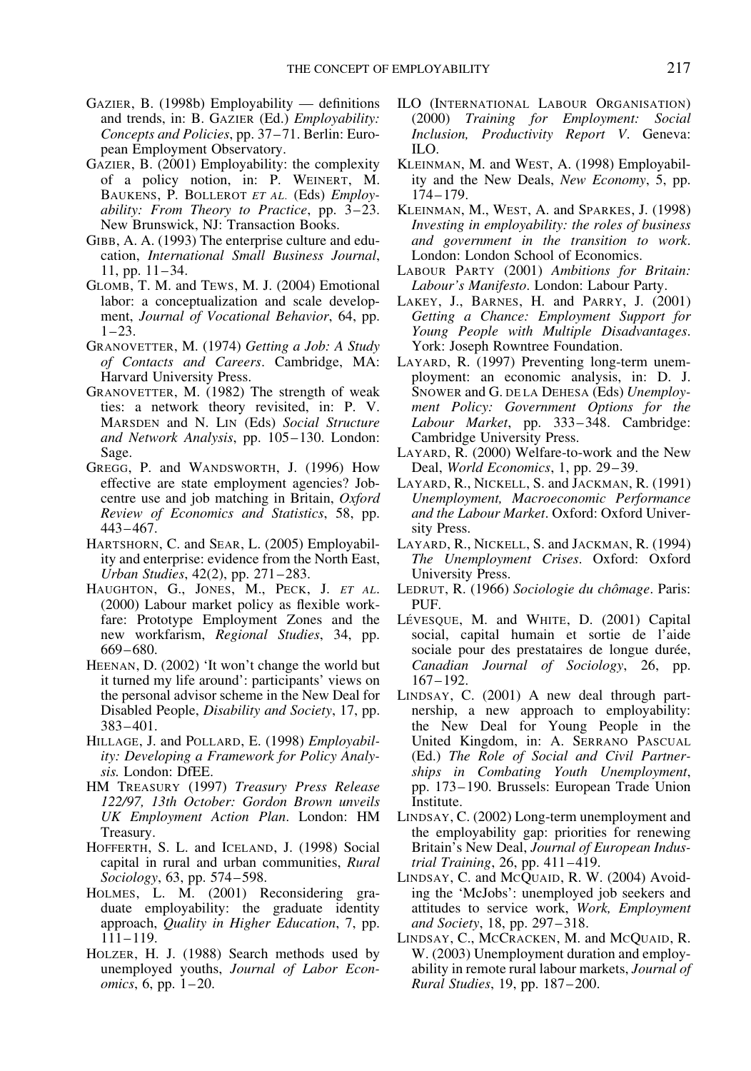GAZIER, B. (1998b) Employability — definitions and trends, in: B. GAZIER (Ed.) *Employability: Concepts and Policies*, pp. 37–71. Berlin: European Employment Observatory.

GAZIER, B. (2001) Employability: the complexity of a policy notion, in: P. WEINERT, M. BAUKENS, P. BOLLEROT *ET AL.* (Eds) *Employability: From Theory to Practice*, pp. 3–23. New Brunswick, NJ: Transaction Books.

GIBB, A. A. (1993) The enterprise culture and education, *International Small Business Journal*, 11, pp. 11–34.

GLOMB, T. M. and TEWS, M. J. (2004) Emotional labor: a conceptualization and scale development, *Journal of Vocational Behavior*, 64, pp. 1–23.

GRANOVETTER, M. (1974) *Getting a Job: A Study of Contacts and Careers*. Cambridge, MA: Harvard University Press.

GRANOVETTER, M. (1982) The strength of weak ties: a network theory revisited, in: P. V. MARSDEN and N. LIN (Eds) *Social Structure and Network Analysis*, pp. 105–130. London: Sage.

GREGG, P. and WANDSWORTH, J. (1996) How effective are state employment agencies? Jobcentre use and job matching in Britain, *Oxford Review of Economics and Statistics*, 58, pp. 443–467.

HARTSHORN, C. and SEAR, L. (2005) Employability and enterprise: evidence from the North East, *Urban Studies*, 42(2), pp. 271–283.

HAUGHTON, G., JONES, M., PECK, J. *ET AL.* (2000) Labour market policy as flexible workfare: Prototype Employment Zones and the new workfarism, *Regional Studies*, 34, pp. 669–680.

HEENAN, D. (2002) 'It won't change the world but it turned my life around': participants' views on the personal advisor scheme in the New Deal for Disabled People, *Disability and Society*, 17, pp. 383–401.

HILLAGE, J. and POLLARD, E. (1998) *Employability: Developing a Framework for Policy Analysis.* London: DfEE.

HM TREASURY (1997) *Treasury Press Release 122/97, 13th October: Gordon Brown unveils UK Employment Action Plan*. London: HM Treasury.

HOFFERTH, S. L. and ICELAND, J. (1998) Social capital in rural and urban communities, *Rural Sociology*, 63, pp. 574–598.

HOLMES, L. M. (2001) Reconsidering graduate employability: the graduate identity approach, *Quality in Higher Education*, 7, pp. 111–119.

HOLZER, H. J. (1988) Search methods used by unemployed youths, *Journal of Labor Economics*, 6, pp. 1–20.

ILO (INTERNATIONAL LABOUR ORGANISATION) (2000) *Training for Employment: Social Inclusion, Productivity Report V*. Geneva: ILO.

KLEINMAN, M. and WEST, A. (1998) Employability and the New Deals, *New Economy*, 5, pp. 174–179.

KLEINMAN, M., WEST, A. and SPARKES, J. (1998) *Investing in employability: the roles of business and government in the transition to work*. London: London School of Economics.

LABOUR PARTY (2001) *Ambitions for Britain: Labour's Manifesto*. London: Labour Party.

LAKEY, J., BARNES, H. and PARRY, J. (2001) *Getting a Chance: Employment Support for Young People with Multiple Disadvantages*. York: Joseph Rowntree Foundation.

LAYARD, R. (1997) Preventing long-term unemployment: an economic analysis, in: D. J. SNOWER and G. DE LA DEHESA (Eds) *Unemployment Policy: Government Options for the Labour Market*, pp. 333–348. Cambridge: Cambridge University Press.

LAYARD, R. (2000) Welfare-to-work and the New Deal, *World Economics*, 1, pp. 29–39.

LAYARD, R., NICKELL, S. and JACKMAN, R. (1991) *Unemployment, Macroeconomic Performance and the Labour Market*. Oxford: Oxford University Press.

LAYARD, R., NICKELL, S. and JACKMAN, R. (1994) *The Unemployment Crises*. Oxford: Oxford University Press.

LEDRUT, R. (1966) *Sociologie du chômage*. Paris: PUF.

LÉVESQUE, M. and WHITE, D. (2001) Capital social, capital humain et sortie de l'aide sociale pour des prestataires de longue durée, *Canadian Journal of Sociology*, 26, pp. 167–192.

LINDSAY, C. (2001) A new deal through partnership, a new approach to employability: the New Deal for Young People in the United Kingdom, in: A. SERRANO PASCUAL (Ed.) *The Role of Social and Civil Partnerships in Combating Youth Unemployment*, pp. 173–190. Brussels: European Trade Union Institute.

LINDSAY, C. (2002) Long-term unemployment and the employability gap: priorities for renewing Britain's New Deal, *Journal of European Industrial Training*, 26, pp. 411–419.

LINDSAY, C. and MCQUAID, R. W. (2004) Avoiding the 'McJobs': unemployed job seekers and attitudes to service work, *Work, Employment and Society*, 18, pp. 297–318.

LINDSAY, C., MCCRACKEN, M. and MCQUAID, R. W. (2003) Unemployment duration and employability in remote rural labour markets, *Journal of Rural Studies*, 19, pp. 187–200.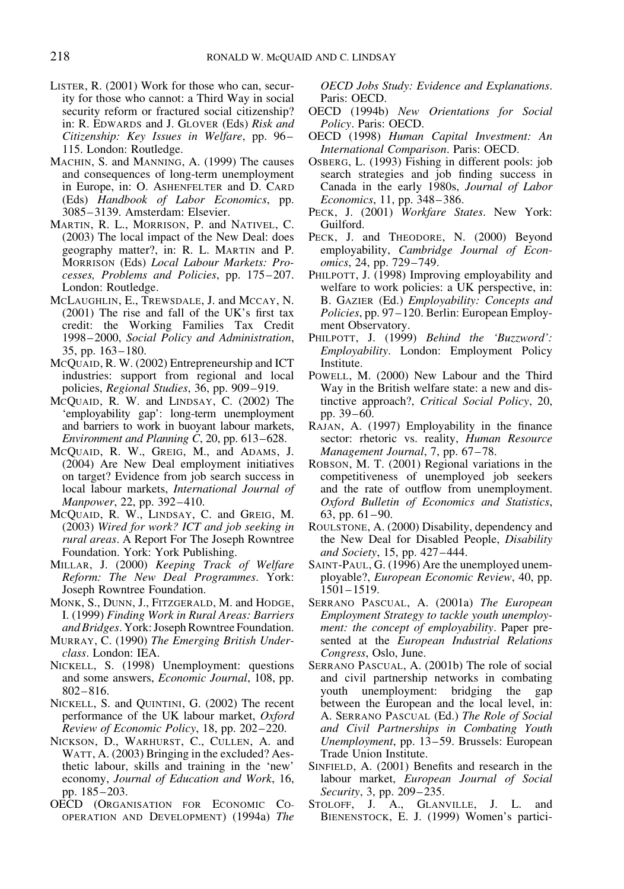LISTER, R. (2001) Work for those who can, security for those who cannot: a Third Way in social security reform or fractured social citizenship? in: R. EDWARDS and J. GLOVER (Eds) *Risk and Citizenship: Key Issues in Welfare*, pp. 96–115. London: Routledge.

MACHIN, S. and MANNING, A. (1999) The causes and consequences of long-term unemployment in Europe, in: O. ASHENFELTER and D. CARD (Eds) *Handbook of Labor Economics*, pp. 3085–3139. Amsterdam: Elsevier.

MARTIN, R. L., MORRISON, P. and NATIVEL, C. (2003) The local impact of the New Deal: does geography matter?, in: R. L. MARTIN and P. MORRISON (Eds) *Local Labour Markets: Processes, Problems and Policies*, pp. 175–207. London: Routledge.

MCLAUGHLIN, E., TREWSDALE, J. and MCCAY, N. (2001) The rise and fall of the UK's first tax credit: the Working Families Tax Credit 1998–2000, *Social Policy and Administration*, 35, pp. 163–180.

MCQUAID, R. W. (2002) Entrepreneurship and ICT industries: support from regional and local policies, *Regional Studies*, 36, pp. 909–919.

MCQUAID, R. W. and LINDSAY, C. (2002) The 'employability gap': long-term unemployment and barriers to work in buoyant labour markets, *Environment and Planning C*, 20, pp. 613–628.

MCQUAID, R. W., GREIG, M., and ADAMS, J. (2004) Are New Deal employment initiatives on target? Evidence from job search success in local labour markets, *International Journal of Manpower*, 22, pp. 392–410.

MCQUAID, R. W., LINDSAY, C. and GREIG, M. (2003) *Wired for work? ICT and job seeking in rural areas*. A Report For The Joseph Rowntree Foundation. York: York Publishing.

MILLAR, J. (2000) *Keeping Track of Welfare Reform: The New Deal Programmes*. York: Joseph Rowntree Foundation.

MONK, S., DUNN, J., FITZGERALD, M. and HODGE, I. (1999) *Finding Work in Rural Areas: Barriers and Bridges*. York: Joseph Rowntree Foundation.

MURRAY, C. (1990) *The Emerging British Underclass*. London: IEA.

NICKELL, S. (1998) Unemployment: questions and some answers, *Economic Journal*, 108, pp. 802–816.

NICKELL, S. and QUINTINI, G. (2002) The recent performance of the UK labour market, *Oxford Review of Economic Policy*, 18, pp. 202–220.

NICKSON, D., WARHURST, C., CULLEN, A. and WATT, A. (2003) Bringing in the excluded? Aesthetic labour, skills and training in the 'new' economy, *Journal of Education and Work*, 16, pp. 185–203.

OECD (ORGANISATION FOR ECONOMIC CO-OPERATION AND DEVELOPMENT) (1994a) *The OECD Jobs Study: Evidence and Explanations*. Paris: OECD.

OECD (1994b) *New Orientations for Social Policy*. Paris: OECD.

OECD (1998) *Human Capital Investment: An International Comparison*. Paris: OECD.

OSBERG, L. (1993) Fishing in different pools: job search strategies and job finding success in Canada in the early 1980s, *Journal of Labor Economics*, 11, pp. 348–386.

PECK, J. (2001) *Workfare States*. New York: Guilford.

PECK, J. and THEODORE, N. (2000) Beyond employability, *Cambridge Journal of Economics*, 24, pp. 729–749.

PHILPOTT, J. (1998) Improving employability and welfare to work policies: a UK perspective, in: B. GAZIER (Ed.) *Employability: Concepts and Policies*, pp. 97–120. Berlin: European Employment Observatory.

PHILPOTT, J. (1999) *Behind the 'Buzzword': Employability*. London: Employment Policy Institute.

POWELL, M. (2000) New Labour and the Third Way in the British welfare state: a new and distinctive approach?, *Critical Social Policy*, 20, pp. 39–60.

RAJAN, A. (1997) Employability in the finance sector: rhetoric vs. reality, *Human Resource Management Journal*, 7, pp. 67–78.

ROBSON, M. T. (2001) Regional variations in the competitiveness of unemployed job seekers and the rate of outflow from unemployment. *Oxford Bulletin of Economics and Statistics*, 63, pp. 61–90.

ROULSTONE, A. (2000) Disability, dependency and the New Deal for Disabled People, *Disability and Society*, 15, pp. 427–444.

SAINT-PAUL, G. (1996) Are the unemployed unemployable?, *European Economic Review*, 40, pp. 1501–1519.

SERRANO PASCUAL, A. (2001a) *The European Employment Strategy to tackle youth unemployment: the concept of employability*. Paper presented at the *European Industrial Relations Congress*, Oslo, June.

SERRANO PASCUAL, A. (2001b) The role of social and civil partnership networks in combating youth unemployment: bridging the gap between the European and the local level, in: A. SERRANO PASCUAL (Ed.) *The Role of Social and Civil Partnerships in Combating Youth Unemployment*, pp. 13–59. Brussels: European Trade Union Institute.

SINFIELD, A. (2001) Benefits and research in the labour market, *European Journal of Social Security*, 3, pp. 209–235.

STOLOFF, J. A., GLANVILLE, J. L. and BIENENSTOCK, E. J. (1999) Women's partici-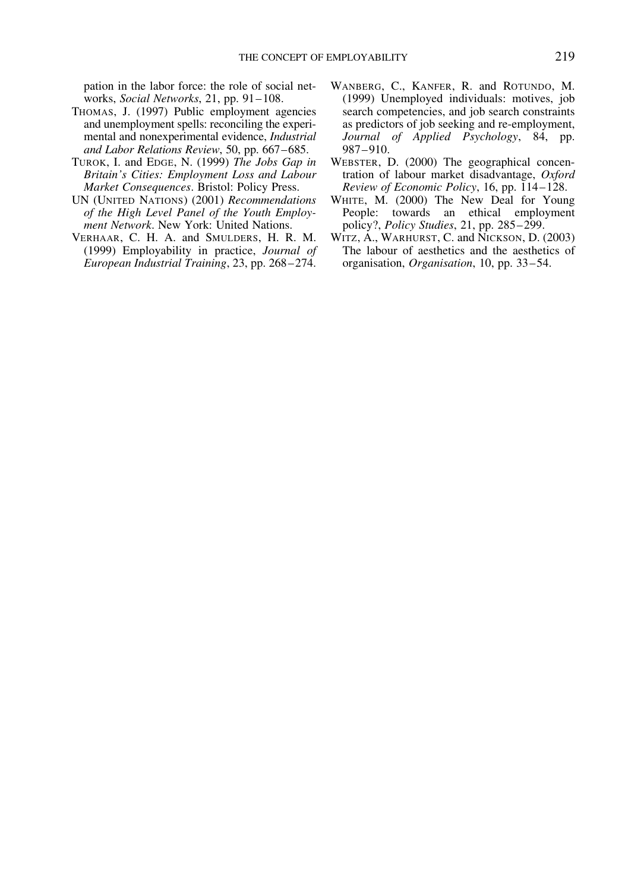pation in the labor force: the role of social networks, *Social Networks*, 21, pp. 91–108.

Thomas, J. (1997) Public employment agencies and unemployment spells: reconciling the experimental and nonexperimental evidence, *Industrial and Labor Relations Review*, 50, pp. 667–685.

Turok, I. and Edge, N. (1999) *The Jobs Gap in Britain's Cities: Employment Loss and Labour Market Consequences*. Bristol: Policy Press.

UN (United Nations) (2001) *Recommendations of the High Level Panel of the Youth Employment Network*. New York: United Nations.

Verhaar, C. H. A. and Smulders, H. R. M. (1999) Employability in practice, *Journal of European Industrial Training*, 23, pp. 268–274.

Wanberg, C., Kanfer, R. and Rotundo, M. (1999) Unemployed individuals: motives, job search competencies, and job search constraints as predictors of job seeking and re-employment, *Journal of Applied Psychology*, 84, pp. 987–910.

Webster, D. (2000) The geographical concentration of labour market disadvantage, *Oxford Review of Economic Policy*, 16, pp. 114–128.

White, M. (2000) The New Deal for Young People: towards an ethical employment policy?, *Policy Studies*, 21, pp. 285–299.

Witz, A., Warhurst, C. and Nickson, D. (2003) The labour of aesthetics and the aesthetics of organisation, *Organisation*, 10, pp. 33–54.